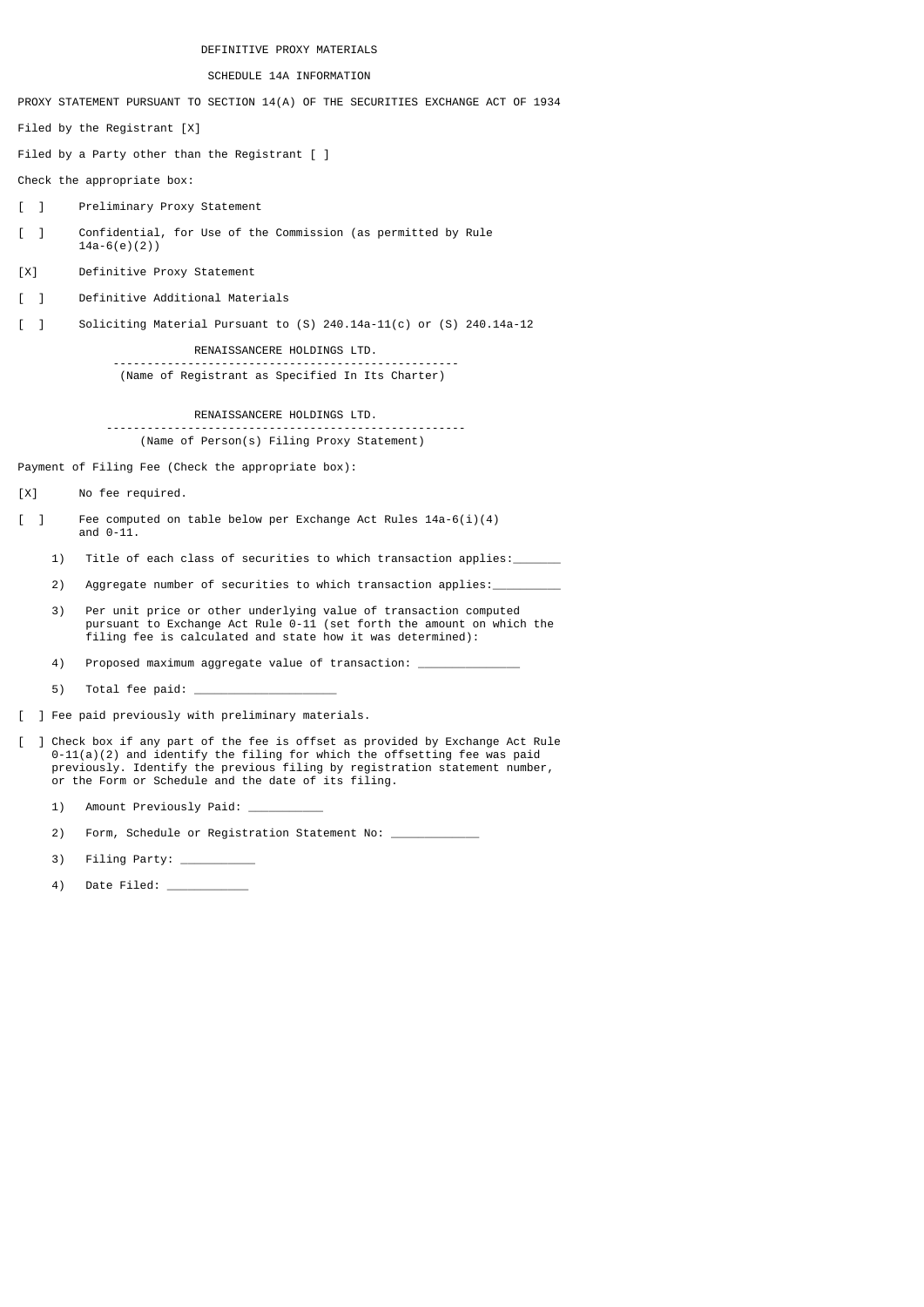DEFINITIVE PROXY MATERIALS

SCHEDULE 14A INFORMATION

PROXY STATEMENT PURSUANT TO SECTION 14(A) OF THE SECURITIES EXCHANGE ACT OF 1934

Filed by the Registrant [X]

Filed by a Party other than the Registrant [ ]

Check the appropriate box:

[ ] Preliminary Proxy Statement

[ ] Confidential, for Use of the Commission (as permitted by Rule 14a-6(e)(2))

[X] Definitive Proxy Statement

[ ] Definitive Additional Materials

[ ] Soliciting Material Pursuant to (S) 240.14a-11(c) or (S) 240.14a-12

RENAISSANCERE HOLDINGS LTD.

(Name of Registrant as Specified In Its Charter)

RENAISSANCERE HOLDINGS LTD.

(Name of Person(s) Filing Proxy Statement)

Payment of Filing Fee (Check the appropriate box):

[X] No fee required.

[ ] Fee computed on table below per Exchange Act Rules 14a-6(i)(4) and 0-11.

1) Title of each class of securities to which transaction applies:_______

2) Aggregate number of securities to which transaction applies:__________

3) Per unit price or other underlying value of transaction computed pursuant to Exchange Act Rule 0-11 (set forth the amount on which the filing fee is calculated and state how it was determined):

4) Proposed maximum aggregate value of transaction: _______________

5) Total fee paid: _____________________

[ ] Fee paid previously with preliminary materials.

[ ] Check box if any part of the fee is offset as provided by Exchange Act Rule 0-11(a)(2) and identify the filing for which the offsetting fee was paid previously. Identify the previous filing by registration statement number, or the Form or Schedule and the date of its filing.

1) Amount Previously Paid: ___________

2) Form, Schedule or Registration Statement No: _____________

3) Filing Party: ___________

4) Date Filed: ____________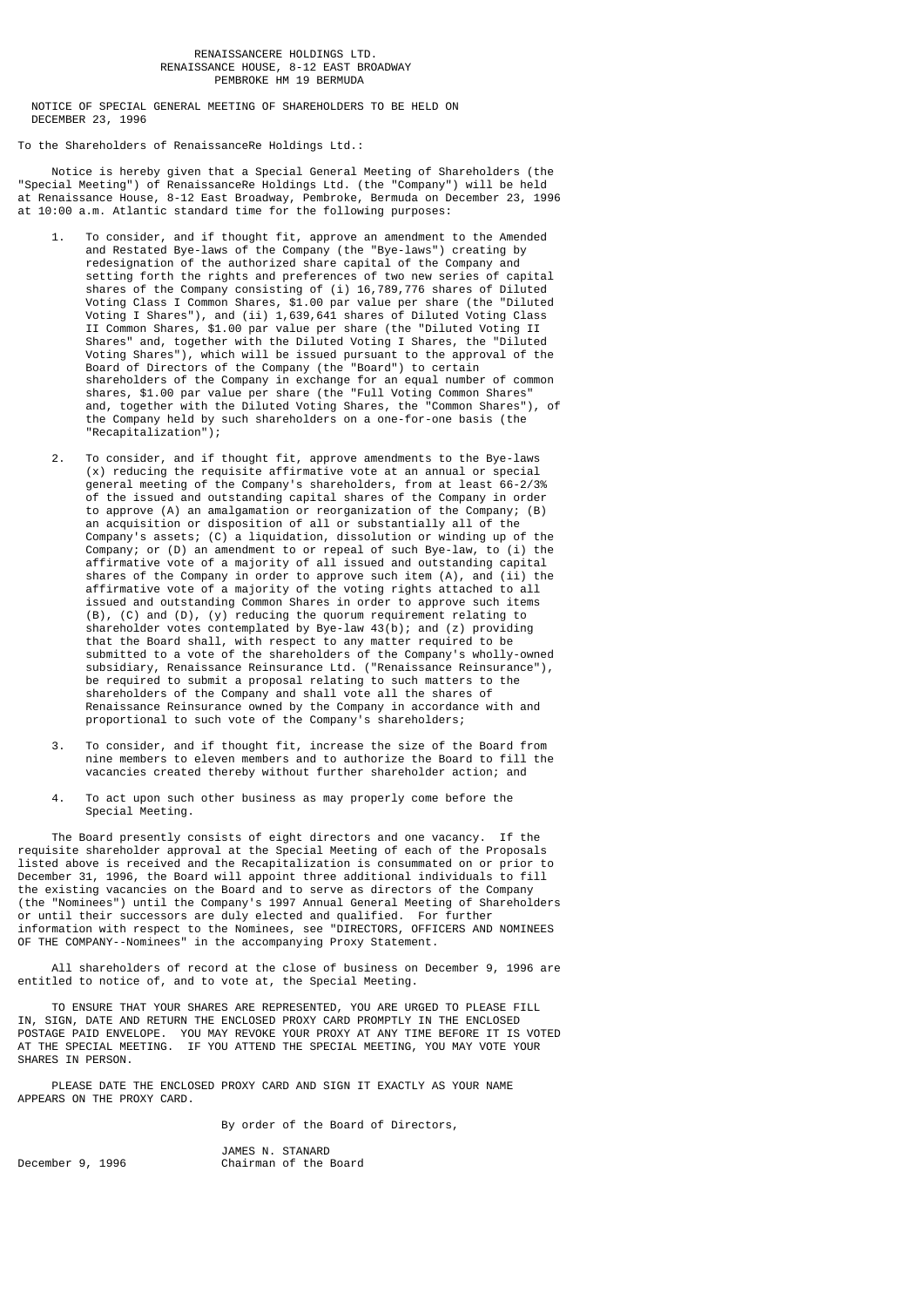RENAISSANCERE HOLDINGS LTD.
RENAISSANCE HOUSE, 8-12 EAST BROADWAY
PEMBROKE HM 19 BERMUDA

## NOTICE OF SPECIAL GENERAL MEETING OF SHAREHOLDERS TO BE HELD ON DECEMBER 23, 1996

To the Shareholders of RenaissanceRe Holdings Ltd.:

Notice is hereby given that a Special General Meeting of Shareholders (the "Special Meeting") of RenaissanceRe Holdings Ltd. (the "Company") will be held at Renaissance House, 8-12 East Broadway, Pembroke, Bermuda on December 23, 1996 at 10:00 a.m. Atlantic standard time for the following purposes:

1. To consider, and if thought fit, approve an amendment to the Amended and Restated Bye-laws of the Company (the "Bye-laws") creating by redesignation of the authorized share capital of the Company and setting forth the rights and preferences of two new series of capital shares of the Company consisting of (i) 16,789,776 shares of Diluted Voting Class I Common Shares, $1.00 par value per share (the "Diluted Voting I Shares"), and (ii) 1,639,641 shares of Diluted Voting Class II Common Shares, $1.00 par value per share (the "Diluted Voting II Shares" and, together with the Diluted Voting I Shares, the "Diluted Voting Shares"), which will be issued pursuant to the approval of the Board of Directors of the Company (the "Board") to certain shareholders of the Company in exchange for an equal number of common shares, $1.00 par value per share (the "Full Voting Common Shares" and, together with the Diluted Voting Shares, the "Common Shares"), of the Company held by such shareholders on a one-for-one basis (the "Recapitalization");

2. To consider, and if thought fit, approve amendments to the Bye-laws (x) reducing the requisite affirmative vote at an annual or special general meeting of the Company's shareholders, from at least 66-2/3% of the issued and outstanding capital shares of the Company in order to approve (A) an amalgamation or reorganization of the Company; (B) an acquisition or disposition of all or substantially all of the Company's assets; (C) a liquidation, dissolution or winding up of the Company; or (D) an amendment to or repeal of such Bye-law, to (i) the affirmative vote of a majority of all issued and outstanding capital shares of the Company in order to approve such item (A), and (ii) the affirmative vote of a majority of the voting rights attached to all issued and outstanding Common Shares in order to approve such items (B), (C) and (D), (y) reducing the quorum requirement relating to shareholder votes contemplated by Bye-law 43(b); and (z) providing that the Board shall, with respect to any matter required to be submitted to a vote of the shareholders of the Company's wholly-owned subsidiary, Renaissance Reinsurance Ltd. ("Renaissance Reinsurance"), be required to submit a proposal relating to such matters to the shareholders of the Company and shall vote all the shares of Renaissance Reinsurance owned by the Company in accordance with and proportional to such vote of the Company's shareholders;

3. To consider, and if thought fit, increase the size of the Board from nine members to eleven members and to authorize the Board to fill the vacancies created thereby without further shareholder action; and

4. To act upon such other business as may properly come before the Special Meeting.

The Board presently consists of eight directors and one vacancy. If the requisite shareholder approval at the Special Meeting of each of the Proposals listed above is received and the Recapitalization is consummated on or prior to December 31, 1996, the Board will appoint three additional individuals to fill the existing vacancies on the Board and to serve as directors of the Company (the "Nominees") until the Company's 1997 Annual General Meeting of Shareholders or until their successors are duly elected and qualified. For further information with respect to the Nominees, see "DIRECTORS, OFFICERS AND NOMINEES OF THE COMPANY--Nominees" in the accompanying Proxy Statement.

All shareholders of record at the close of business on December 9, 1996 are entitled to notice of, and to vote at, the Special Meeting.

TO ENSURE THAT YOUR SHARES ARE REPRESENTED, YOU ARE URGED TO PLEASE FILL IN, SIGN, DATE AND RETURN THE ENCLOSED PROXY CARD PROMPTLY IN THE ENCLOSED POSTAGE PAID ENVELOPE. YOU MAY REVOKE YOUR PROXY AT ANY TIME BEFORE IT IS VOTED AT THE SPECIAL MEETING. IF YOU ATTEND THE SPECIAL MEETING, YOU MAY VOTE YOUR SHARES IN PERSON.

PLEASE DATE THE ENCLOSED PROXY CARD AND SIGN IT EXACTLY AS YOUR NAME APPEARS ON THE PROXY CARD.

By order of the Board of Directors,

JAMES N. STANARD
Chairman of the Board

December 9, 1996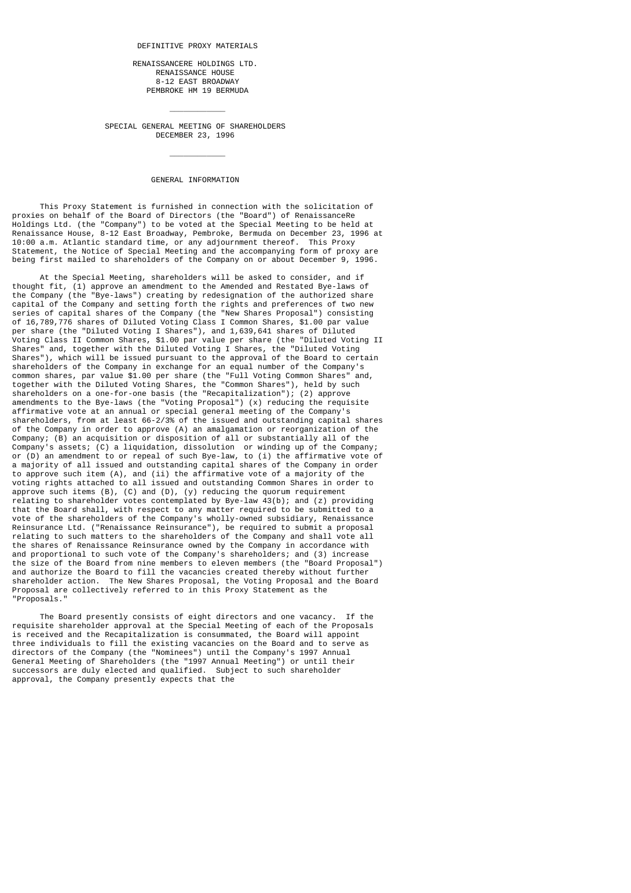DEFINITIVE PROXY MATERIALS

RENAISSANCERE HOLDINGS LTD.
RENAISSANCE HOUSE
8-12 EAST BROADWAY
PEMBROKE HM 19 BERMUDA

---

SPECIAL GENERAL MEETING OF SHAREHOLDERS
DECEMBER 23, 1996

---

## GENERAL INFORMATION

This Proxy Statement is furnished in connection with the solicitation of proxies on behalf of the Board of Directors (the "Board") of RenaissanceRe Holdings Ltd. (the "Company") to be voted at the Special Meeting to be held at Renaissance House, 8-12 East Broadway, Pembroke, Bermuda on December 23, 1996 at 10:00 a.m. Atlantic standard time, or any adjournment thereof. This Proxy Statement, the Notice of Special Meeting and the accompanying form of proxy are being first mailed to shareholders of the Company on or about December 9, 1996.

At the Special Meeting, shareholders will be asked to consider, and if thought fit, (1) approve an amendment to the Amended and Restated Bye-laws of the Company (the "Bye-laws") creating by redesignation of the authorized share capital of the Company and setting forth the rights and preferences of two new series of capital shares of the Company (the "New Shares Proposal") consisting of 16,789,776 shares of Diluted Voting Class I Common Shares, $1.00 par value per share (the "Diluted Voting I Shares"), and 1,639,641 shares of Diluted Voting Class II Common Shares, $1.00 par value per share (the "Diluted Voting II Shares" and, together with the Diluted Voting I Shares, the "Diluted Voting Shares"), which will be issued pursuant to the approval of the Board to certain shareholders of the Company in exchange for an equal number of the Company's common shares, par value $1.00 per share (the "Full Voting Common Shares" and, together with the Diluted Voting Shares, the "Common Shares"), held by such shareholders on a one-for-one basis (the "Recapitalization"); (2) approve amendments to the Bye-laws (the "Voting Proposal") (x) reducing the requisite affirmative vote at an annual or special general meeting of the Company's shareholders, from at least 66-2/3% of the issued and outstanding capital shares of the Company in order to approve (A) an amalgamation or reorganization of the Company; (B) an acquisition or disposition of all or substantially all of the Company's assets; (C) a liquidation, dissolution or winding up of the Company; or (D) an amendment to or repeal of such Bye-law, to (i) the affirmative vote of a majority of all issued and outstanding capital shares of the Company in order to approve such item (A), and (ii) the affirmative vote of a majority of the voting rights attached to all issued and outstanding Common Shares in order to approve such items (B), (C) and (D), (y) reducing the quorum requirement relating to shareholder votes contemplated by Bye-law 43(b); and (z) providing that the Board shall, with respect to any matter required to be submitted to a vote of the shareholders of the Company's wholly-owned subsidiary, Renaissance Reinsurance Ltd. ("Renaissance Reinsurance"), be required to submit a proposal relating to such matters to the shareholders of the Company and shall vote all the shares of Renaissance Reinsurance owned by the Company in accordance with and proportional to such vote of the Company's shareholders; and (3) increase the size of the Board from nine members to eleven members (the "Board Proposal") and authorize the Board to fill the vacancies created thereby without further shareholder action. The New Shares Proposal, the Voting Proposal and the Board Proposal are collectively referred to in this Proxy Statement as the "Proposals."

The Board presently consists of eight directors and one vacancy. If the requisite shareholder approval at the Special Meeting of each of the Proposals is received and the Recapitalization is consummated, the Board will appoint three individuals to fill the existing vacancies on the Board and to serve as directors of the Company (the "Nominees") until the Company's 1997 Annual General Meeting of Shareholders (the "1997 Annual Meeting") or until their successors are duly elected and qualified. Subject to such shareholder approval, the Company presently expects that the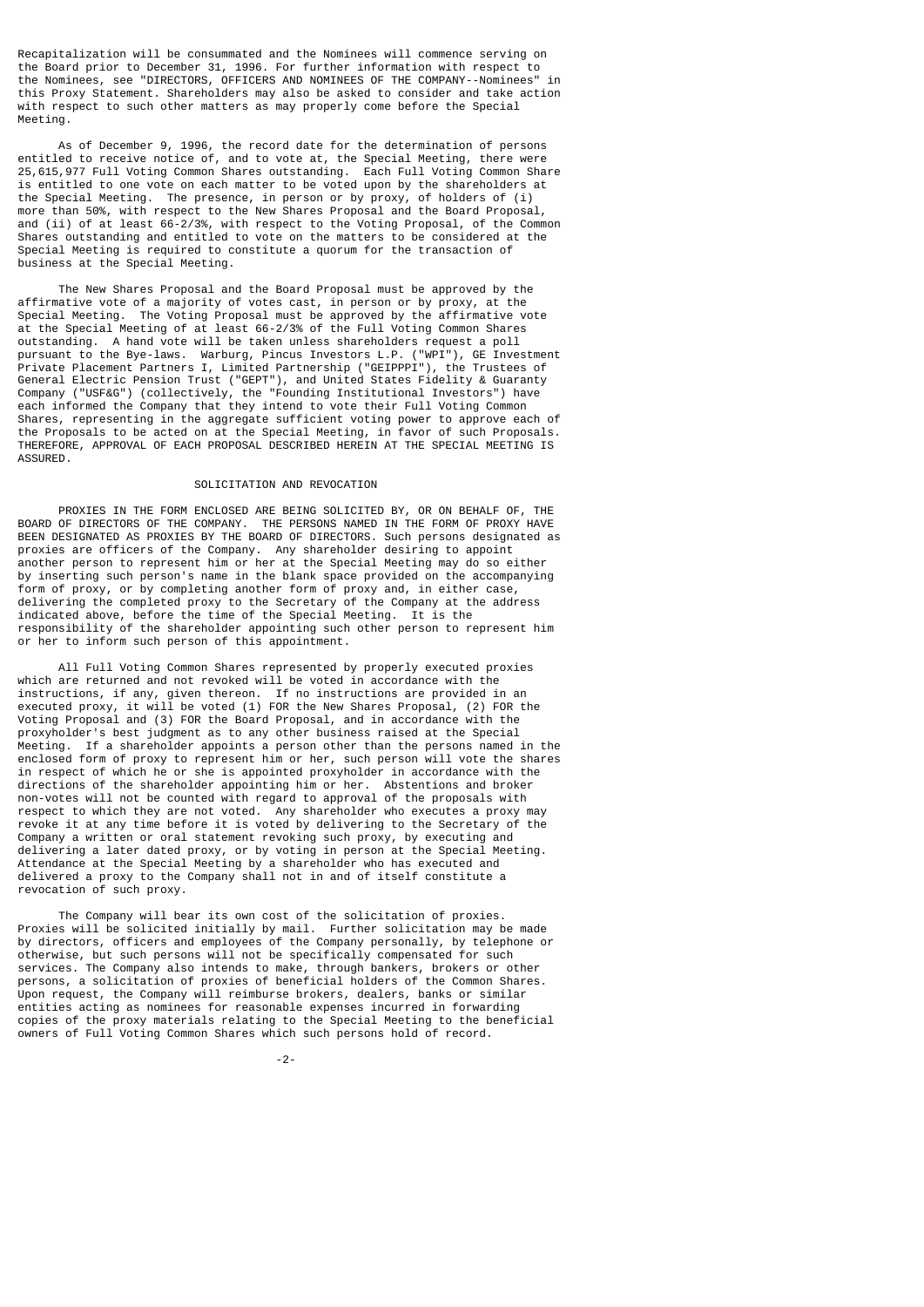Recapitalization will be consummated and the Nominees will commence serving on the Board prior to December 31, 1996. For further information with respect to the Nominees, see "DIRECTORS, OFFICERS AND NOMINEES OF THE COMPANY--Nominees" in this Proxy Statement. Shareholders may also be asked to consider and take action with respect to such other matters as may properly come before the Special Meeting.

As of December 9, 1996, the record date for the determination of persons entitled to receive notice of, and to vote at, the Special Meeting, there were 25,615,977 Full Voting Common Shares outstanding. Each Full Voting Common Share is entitled to one vote on each matter to be voted upon by the shareholders at the Special Meeting. The presence, in person or by proxy, of holders of (i) more than 50%, with respect to the New Shares Proposal and the Board Proposal, and (ii) of at least 66-2/3%, with respect to the Voting Proposal, of the Common Shares outstanding and entitled to vote on the matters to be considered at the Special Meeting is required to constitute a quorum for the transaction of business at the Special Meeting.

The New Shares Proposal and the Board Proposal must be approved by the affirmative vote of a majority of votes cast, in person or by proxy, at the Special Meeting. The Voting Proposal must be approved by the affirmative vote at the Special Meeting of at least 66-2/3% of the Full Voting Common Shares outstanding. A hand vote will be taken unless shareholders request a poll pursuant to the Bye-laws. Warburg, Pincus Investors L.P. ("WPI"), GE Investment Private Placement Partners I, Limited Partnership ("GEIPPPI"), the Trustees of General Electric Pension Trust ("GEPT"), and United States Fidelity & Guaranty Company ("USF&G") (collectively, the "Founding Institutional Investors") have each informed the Company that they intend to vote their Full Voting Common Shares, representing in the aggregate sufficient voting power to approve each of the Proposals to be acted on at the Special Meeting, in favor of such Proposals. THEREFORE, APPROVAL OF EACH PROPOSAL DESCRIBED HEREIN AT THE SPECIAL MEETING IS ASSURED.

## SOLICITATION AND REVOCATION

PROXIES IN THE FORM ENCLOSED ARE BEING SOLICITED BY, OR ON BEHALF OF, THE BOARD OF DIRECTORS OF THE COMPANY. THE PERSONS NAMED IN THE FORM OF PROXY HAVE BEEN DESIGNATED AS PROXIES BY THE BOARD OF DIRECTORS. Such persons designated as proxies are officers of the Company. Any shareholder desiring to appoint another person to represent him or her at the Special Meeting may do so either by inserting such person's name in the blank space provided on the accompanying form of proxy, or by completing another form of proxy and, in either case, delivering the completed proxy to the Secretary of the Company at the address indicated above, before the time of the Special Meeting. It is the responsibility of the shareholder appointing such other person to represent him or her to inform such person of this appointment.

All Full Voting Common Shares represented by properly executed proxies which are returned and not revoked will be voted in accordance with the instructions, if any, given thereon. If no instructions are provided in an executed proxy, it will be voted (1) FOR the New Shares Proposal, (2) FOR the Voting Proposal and (3) FOR the Board Proposal, and in accordance with the proxyholder's best judgment as to any other business raised at the Special Meeting. If a shareholder appoints a person other than the persons named in the enclosed form of proxy to represent him or her, such person will vote the shares in respect of which he or she is appointed proxyholder in accordance with the directions of the shareholder appointing him or her. Abstentions and broker non-votes will not be counted with regard to approval of the proposals with respect to which they are not voted. Any shareholder who executes a proxy may revoke it at any time before it is voted by delivering to the Secretary of the Company a written or oral statement revoking such proxy, by executing and delivering a later dated proxy, or by voting in person at the Special Meeting. Attendance at the Special Meeting by a shareholder who has executed and delivered a proxy to the Company shall not in and of itself constitute a revocation of such proxy.

The Company will bear its own cost of the solicitation of proxies. Proxies will be solicited initially by mail. Further solicitation may be made by directors, officers and employees of the Company personally, by telephone or otherwise, but such persons will not be specifically compensated for such services. The Company also intends to make, through bankers, brokers or other persons, a solicitation of proxies of beneficial holders of the Common Shares. Upon request, the Company will reimburse brokers, dealers, banks or similar entities acting as nominees for reasonable expenses incurred in forwarding copies of the proxy materials relating to the Special Meeting to the beneficial owners of Full Voting Common Shares which such persons hold of record.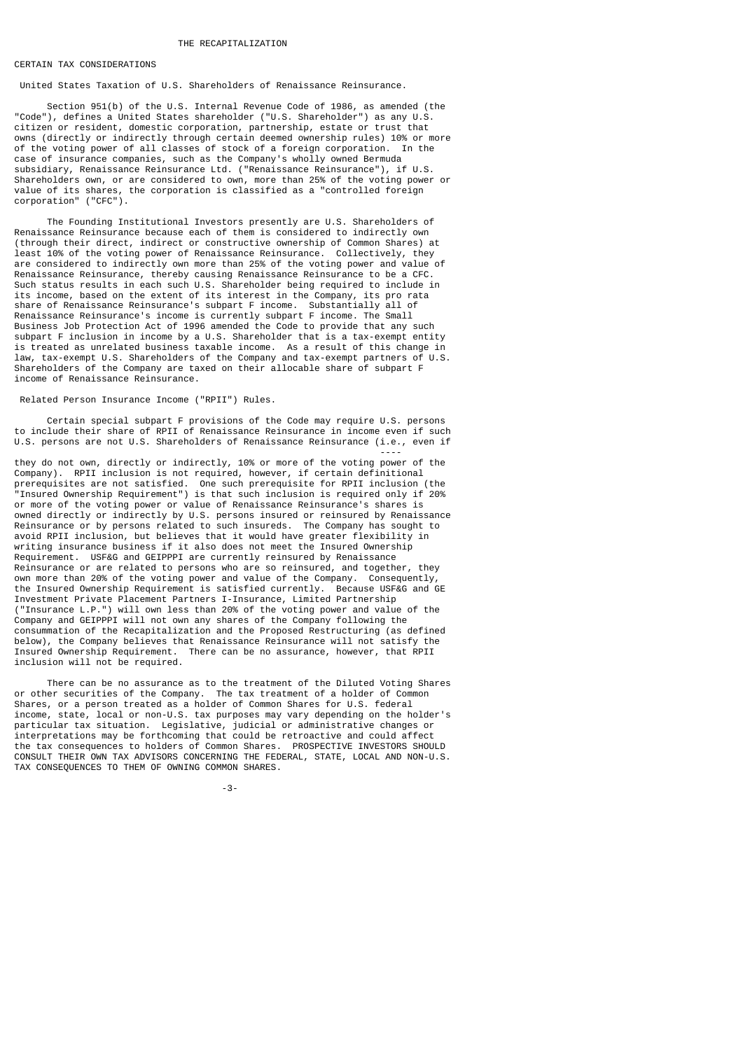# THE RECAPITALIZATION

## CERTAIN TAX CONSIDERATIONS

### United States Taxation of U.S. Shareholders of Renaissance Reinsurance.

Section 951(b) of the U.S. Internal Revenue Code of 1986, as amended (the "Code"), defines a United States shareholder ("U.S. Shareholder") as any U.S. citizen or resident, domestic corporation, partnership, estate or trust that owns (directly or indirectly through certain deemed ownership rules) 10% or more of the voting power of all classes of stock of a foreign corporation. In the case of insurance companies, such as the Company's wholly owned Bermuda subsidiary, Renaissance Reinsurance Ltd. ("Renaissance Reinsurance"), if U.S. Shareholders own, or are considered to own, more than 25% of the voting power or value of its shares, the corporation is classified as a "controlled foreign corporation" ("CFC").

The Founding Institutional Investors presently are U.S. Shareholders of Renaissance Reinsurance because each of them is considered to indirectly own (through their direct, indirect or constructive ownership of Common Shares) at least 10% of the voting power of Renaissance Reinsurance. Collectively, they are considered to indirectly own more than 25% of the voting power and value of Renaissance Reinsurance, thereby causing Renaissance Reinsurance to be a CFC. Such status results in each such U.S. Shareholder being required to include in its income, based on the extent of its interest in the Company, its pro rata share of Renaissance Reinsurance's subpart F income. Substantially all of Renaissance Reinsurance's income is currently subpart F income. The Small Business Job Protection Act of 1996 amended the Code to provide that any such subpart F inclusion in income by a U.S. Shareholder that is a tax-exempt entity is treated as unrelated business taxable income. As a result of this change in law, tax-exempt U.S. Shareholders of the Company and tax-exempt partners of U.S. Shareholders of the Company are taxed on their allocable share of subpart F income of Renaissance Reinsurance.

### Related Person Insurance Income ("RPII") Rules.

Certain special subpart F provisions of the Code may require U.S. persons to include their share of RPII of Renaissance Reinsurance in income even if such U.S. persons are not U.S. Shareholders of Renaissance Reinsurance (i.e., even if they do not own, directly or indirectly, 10% or more of the voting power of the Company). RPII inclusion is not required, however, if certain definitional prerequisites are not satisfied. One such prerequisite for RPII inclusion (the "Insured Ownership Requirement") is that such inclusion is required only if 20% or more of the voting power or value of Renaissance Reinsurance's shares is owned directly or indirectly by U.S. persons insured or reinsured by Renaissance Reinsurance or by persons related to such insureds. The Company has sought to avoid RPII inclusion, but believes that it would have greater flexibility in writing insurance business if it also does not meet the Insured Ownership Requirement. USF&G and GEIPPPI are currently reinsured by Renaissance Reinsurance or are related to persons who are so reinsured, and together, they own more than 20% of the voting power and value of the Company. Consequently, the Insured Ownership Requirement is satisfied currently. Because USF&G and GE Investment Private Placement Partners I-Insurance, Limited Partnership ("Insurance L.P.") will own less than 20% of the voting power and value of the Company and GEIPPPI will not own any shares of the Company following the consummation of the Recapitalization and the Proposed Restructuring (as defined below), the Company believes that Renaissance Reinsurance will not satisfy the Insured Ownership Requirement. There can be no assurance, however, that RPII inclusion will not be required.

There can be no assurance as to the treatment of the Diluted Voting Shares or other securities of the Company. The tax treatment of a holder of Common Shares, or a person treated as a holder of Common Shares for U.S. federal income, state, local or non-U.S. tax purposes may vary depending on the holder's particular tax situation. Legislative, judicial or administrative changes or interpretations may be forthcoming that could be retroactive and could affect the tax consequences to holders of Common Shares. PROSPECTIVE INVESTORS SHOULD CONSULT THEIR OWN TAX ADVISORS CONCERNING THE FEDERAL, STATE, LOCAL AND NON-U.S. TAX CONSEQUENCES TO THEM OF OWNING COMMON SHARES.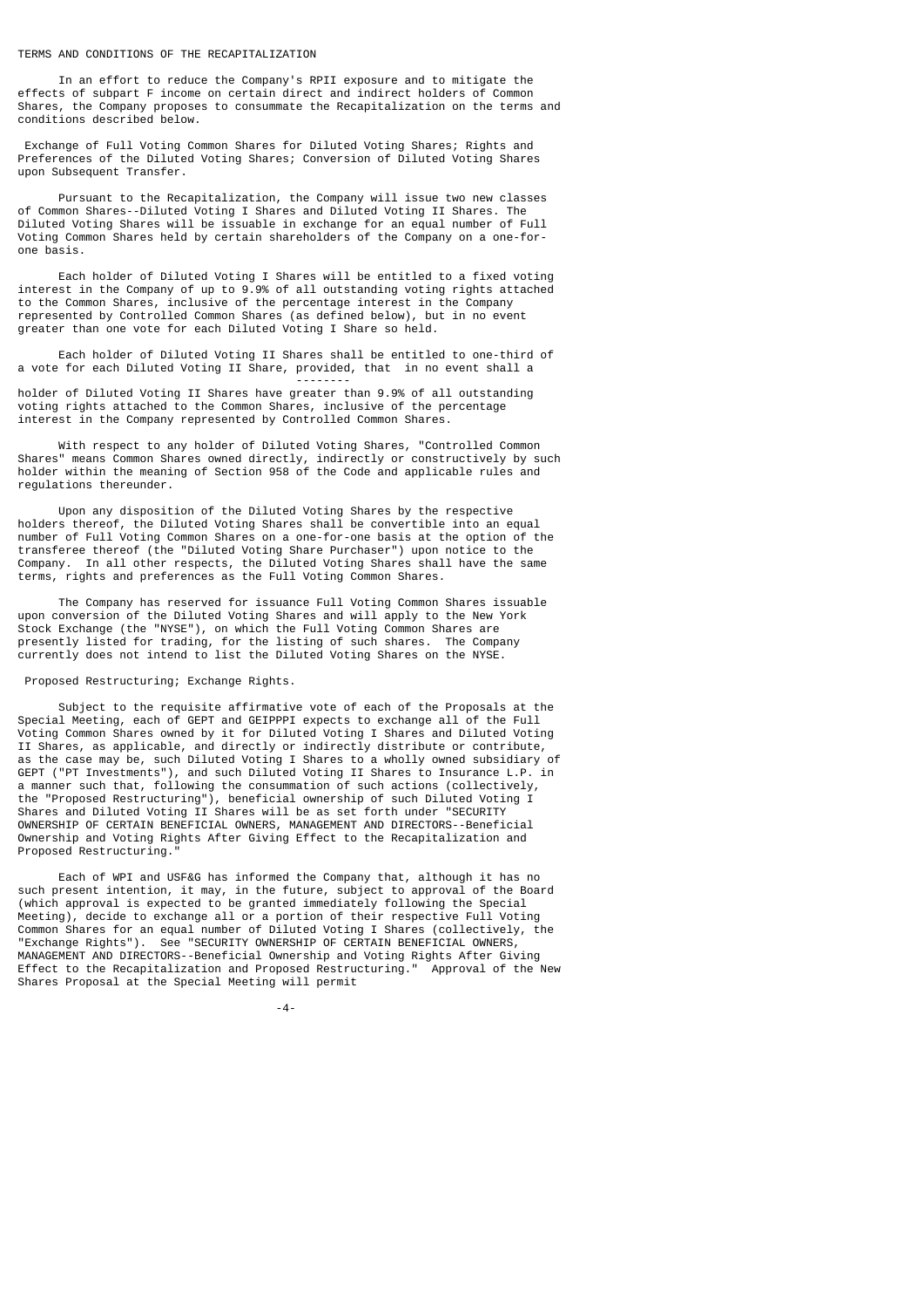## TERMS AND CONDITIONS OF THE RECAPITALIZATION

In an effort to reduce the Company's RPII exposure and to mitigate the effects of subpart F income on certain direct and indirect holders of Common Shares, the Company proposes to consummate the Recapitalization on the terms and conditions described below.

### Exchange of Full Voting Common Shares for Diluted Voting Shares; Rights and Preferences of the Diluted Voting Shares; Conversion of Diluted Voting Shares upon Subsequent Transfer.

Pursuant to the Recapitalization, the Company will issue two new classes of Common Shares--Diluted Voting I Shares and Diluted Voting II Shares. The Diluted Voting Shares will be issuable in exchange for an equal number of Full Voting Common Shares held by certain shareholders of the Company on a one-for-one basis.

Each holder of Diluted Voting I Shares will be entitled to a fixed voting interest in the Company of up to 9.9% of all outstanding voting rights attached to the Common Shares, inclusive of the percentage interest in the Company represented by Controlled Common Shares (as defined below), but in no event greater than one vote for each Diluted Voting I Share so held.

Each holder of Diluted Voting II Shares shall be entitled to one-third of a vote for each Diluted Voting II Share, *provided*, that in no event shall a holder of Diluted Voting II Shares have greater than 9.9% of all outstanding voting rights attached to the Common Shares, inclusive of the percentage interest in the Company represented by Controlled Common Shares.

With respect to any holder of Diluted Voting Shares, "Controlled Common Shares" means Common Shares owned directly, indirectly or constructively by such holder within the meaning of Section 958 of the Code and applicable rules and regulations thereunder.

Upon any disposition of the Diluted Voting Shares by the respective holders thereof, the Diluted Voting Shares shall be convertible into an equal number of Full Voting Common Shares on a one-for-one basis at the option of the transferee thereof (the "Diluted Voting Share Purchaser") upon notice to the Company. In all other respects, the Diluted Voting Shares shall have the same terms, rights and preferences as the Full Voting Common Shares.

The Company has reserved for issuance Full Voting Common Shares issuable upon conversion of the Diluted Voting Shares and will apply to the New York Stock Exchange (the "NYSE"), on which the Full Voting Common Shares are presently listed for trading, for the listing of such shares. The Company currently does not intend to list the Diluted Voting Shares on the NYSE.

### Proposed Restructuring; Exchange Rights.

Subject to the requisite affirmative vote of each of the Proposals at the Special Meeting, each of GEPT and GEIPPPI expects to exchange all of the Full Voting Common Shares owned by it for Diluted Voting I Shares and Diluted Voting II Shares, as applicable, and directly or indirectly distribute or contribute, as the case may be, such Diluted Voting I Shares to a wholly owned subsidiary of GEPT ("PT Investments"), and such Diluted Voting II Shares to Insurance L.P. in a manner such that, following the consummation of such actions (collectively, the "Proposed Restructuring"), beneficial ownership of such Diluted Voting I Shares and Diluted Voting II Shares will be as set forth under "SECURITY OWNERSHIP OF CERTAIN BENEFICIAL OWNERS, MANAGEMENT AND DIRECTORS--Beneficial Ownership and Voting Rights After Giving Effect to the Recapitalization and Proposed Restructuring."

Each of WPI and USF&G has informed the Company that, although it has no such present intention, it may, in the future, subject to approval of the Board (which approval is expected to be granted immediately following the Special Meeting), decide to exchange all or a portion of their respective Full Voting Common Shares for an equal number of Diluted Voting I Shares (collectively, the "Exchange Rights"). See "SECURITY OWNERSHIP OF CERTAIN BENEFICIAL OWNERS, MANAGEMENT AND DIRECTORS--Beneficial Ownership and Voting Rights After Giving Effect to the Recapitalization and Proposed Restructuring." Approval of the New Shares Proposal at the Special Meeting will permit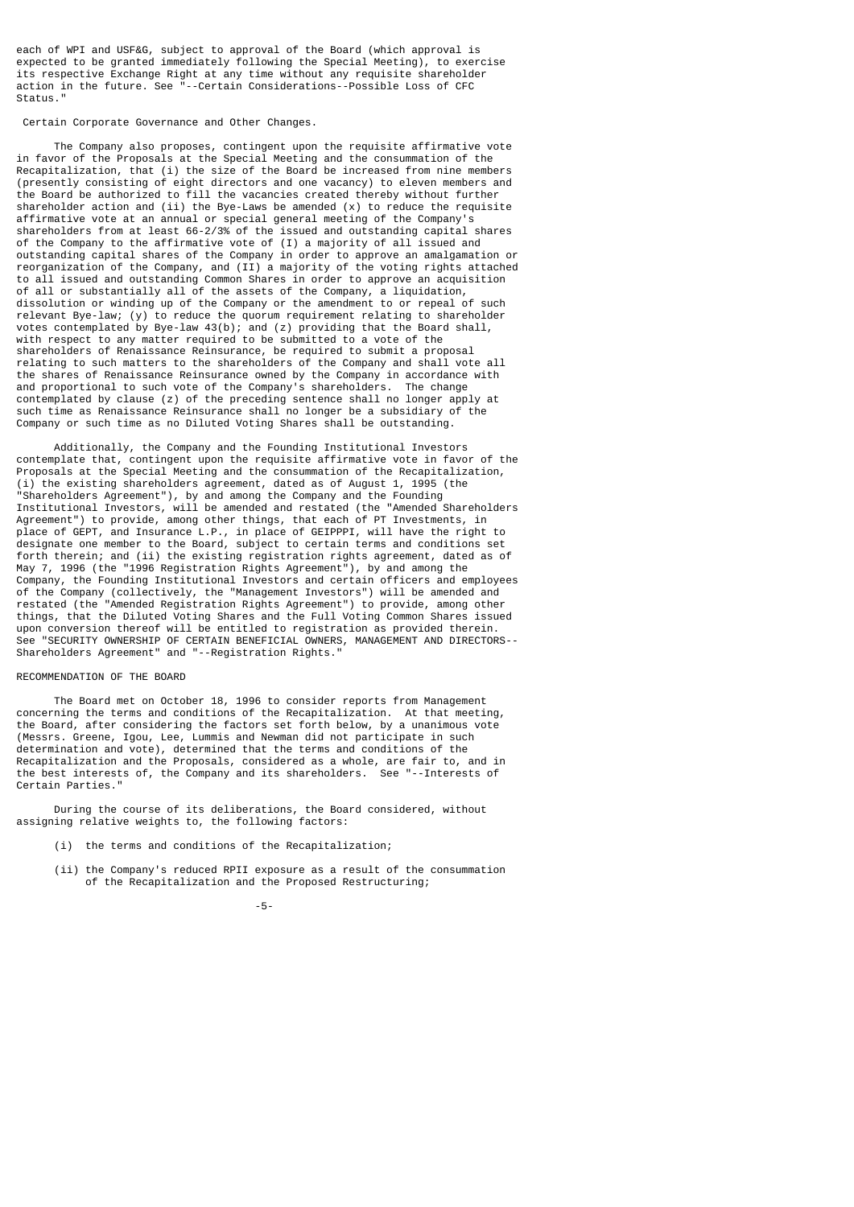each of WPI and USF&G, subject to approval of the Board (which approval is expected to be granted immediately following the Special Meeting), to exercise its respective Exchange Right at any time without any requisite shareholder action in the future. See "--Certain Considerations--Possible Loss of CFC Status."

Certain Corporate Governance and Other Changes.

The Company also proposes, contingent upon the requisite affirmative vote in favor of the Proposals at the Special Meeting and the consummation of the Recapitalization, that (i) the size of the Board be increased from nine members (presently consisting of eight directors and one vacancy) to eleven members and the Board be authorized to fill the vacancies created thereby without further shareholder action and (ii) the Bye-Laws be amended (x) to reduce the requisite affirmative vote at an annual or special general meeting of the Company's shareholders from at least 66-2/3% of the issued and outstanding capital shares of the Company to the affirmative vote of (I) a majority of all issued and outstanding capital shares of the Company in order to approve an amalgamation or reorganization of the Company, and (II) a majority of the voting rights attached to all issued and outstanding Common Shares in order to approve an acquisition of all or substantially all of the assets of the Company, a liquidation, dissolution or winding up of the Company or the amendment to or repeal of such relevant Bye-law; (y) to reduce the quorum requirement relating to shareholder votes contemplated by Bye-law 43(b); and (z) providing that the Board shall, with respect to any matter required to be submitted to a vote of the shareholders of Renaissance Reinsurance, be required to submit a proposal relating to such matters to the shareholders of the Company and shall vote all the shares of Renaissance Reinsurance owned by the Company in accordance with and proportional to such vote of the Company's shareholders. The change contemplated by clause (z) of the preceding sentence shall no longer apply at such time as Renaissance Reinsurance shall no longer be a subsidiary of the Company or such time as no Diluted Voting Shares shall be outstanding.

Additionally, the Company and the Founding Institutional Investors contemplate that, contingent upon the requisite affirmative vote in favor of the Proposals at the Special Meeting and the consummation of the Recapitalization, (i) the existing shareholders agreement, dated as of August 1, 1995 (the "Shareholders Agreement"), by and among the Company and the Founding Institutional Investors, will be amended and restated (the "Amended Shareholders Agreement") to provide, among other things, that each of PT Investments, in place of GEPT, and Insurance L.P., in place of GEIPPPI, will have the right to designate one member to the Board, subject to certain terms and conditions set forth therein; and (ii) the existing registration rights agreement, dated as of May 7, 1996 (the "1996 Registration Rights Agreement"), by and among the Company, the Founding Institutional Investors and certain officers and employees of the Company (collectively, the "Management Investors") will be amended and restated (the "Amended Registration Rights Agreement") to provide, among other things, that the Diluted Voting Shares and the Full Voting Common Shares issued upon conversion thereof will be entitled to registration as provided therein. See "SECURITY OWNERSHIP OF CERTAIN BENEFICIAL OWNERS, MANAGEMENT AND DIRECTORS--Shareholders Agreement" and "--Registration Rights."

## RECOMMENDATION OF THE BOARD

The Board met on October 18, 1996 to consider reports from Management concerning the terms and conditions of the Recapitalization. At that meeting, the Board, after considering the factors set forth below, by a unanimous vote (Messrs. Greene, Igou, Lee, Lummis and Newman did not participate in such determination and vote), determined that the terms and conditions of the Recapitalization and the Proposals, considered as a whole, are fair to, and in the best interests of, the Company and its shareholders. See "--Interests of Certain Parties."

During the course of its deliberations, the Board considered, without assigning relative weights to, the following factors:

(i) the terms and conditions of the Recapitalization;

(ii) the Company's reduced RPII exposure as a result of the consummation of the Recapitalization and the Proposed Restructuring;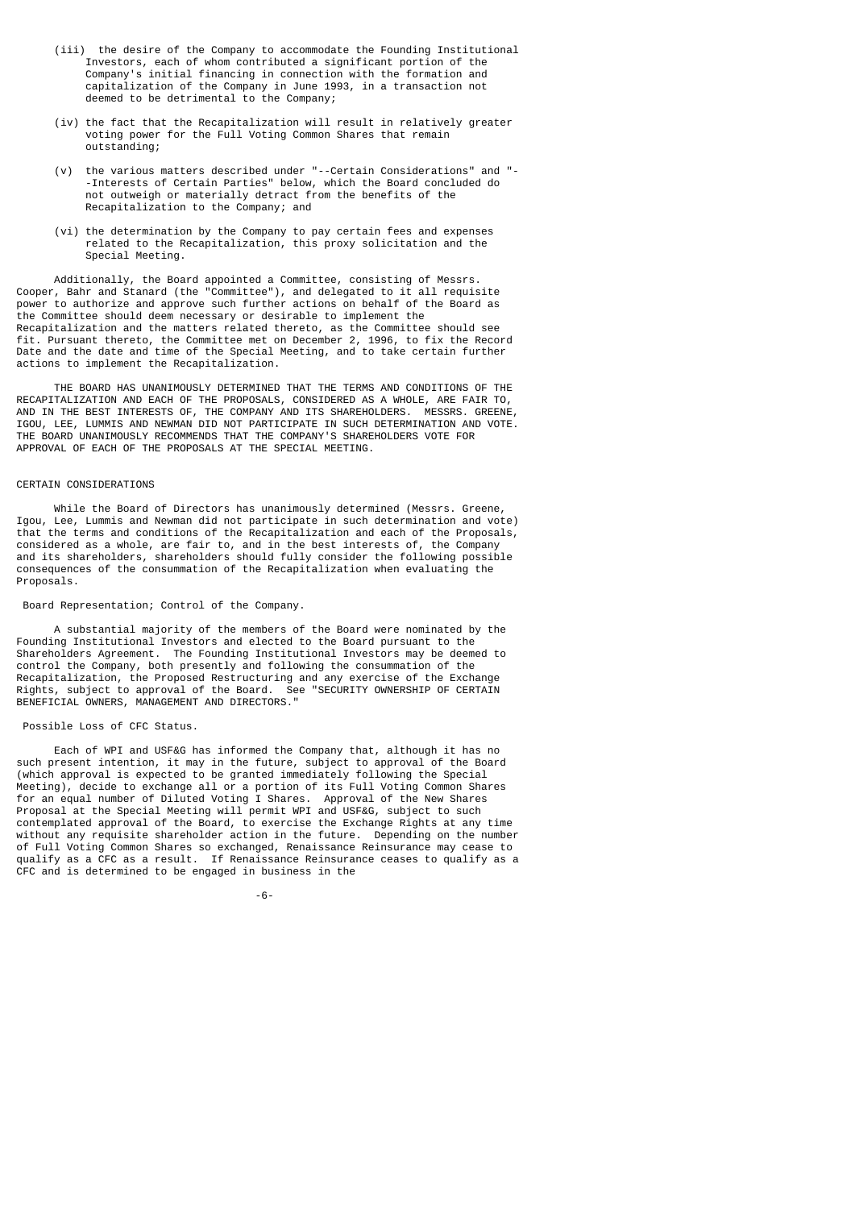(iii) the desire of the Company to accommodate the Founding Institutional Investors, each of whom contributed a significant portion of the Company's initial financing in connection with the formation and capitalization of the Company in June 1993, in a transaction not deemed to be detrimental to the Company;

(iv) the fact that the Recapitalization will result in relatively greater voting power for the Full Voting Common Shares that remain outstanding;

(v) the various matters described under "--Certain Considerations" and "--Interests of Certain Parties" below, which the Board concluded do not outweigh or materially detract from the benefits of the Recapitalization to the Company; and

(vi) the determination by the Company to pay certain fees and expenses related to the Recapitalization, this proxy solicitation and the Special Meeting.

Additionally, the Board appointed a Committee, consisting of Messrs. Cooper, Bahr and Stanard (the "Committee"), and delegated to it all requisite power to authorize and approve such further actions on behalf of the Board as the Committee should deem necessary or desirable to implement the Recapitalization and the matters related thereto, as the Committee should see fit. Pursuant thereto, the Committee met on December 2, 1996, to fix the Record Date and the date and time of the Special Meeting, and to take certain further actions to implement the Recapitalization.

THE BOARD HAS UNANIMOUSLY DETERMINED THAT THE TERMS AND CONDITIONS OF THE RECAPITALIZATION AND EACH OF THE PROPOSALS, CONSIDERED AS A WHOLE, ARE FAIR TO, AND IN THE BEST INTERESTS OF, THE COMPANY AND ITS SHAREHOLDERS. MESSRS. GREENE, IGOU, LEE, LUMMIS AND NEWMAN DID NOT PARTICIPATE IN SUCH DETERMINATION AND VOTE. THE BOARD UNANIMOUSLY RECOMMENDS THAT THE COMPANY'S SHAREHOLDERS VOTE FOR APPROVAL OF EACH OF THE PROPOSALS AT THE SPECIAL MEETING.

## CERTAIN CONSIDERATIONS

While the Board of Directors has unanimously determined (Messrs. Greene, Igou, Lee, Lummis and Newman did not participate in such determination and vote) that the terms and conditions of the Recapitalization and each of the Proposals, considered as a whole, are fair to, and in the best interests of, the Company and its shareholders, shareholders should fully consider the following possible consequences of the consummation of the Recapitalization when evaluating the Proposals.

### Board Representation; Control of the Company.

A substantial majority of the members of the Board were nominated by the Founding Institutional Investors and elected to the Board pursuant to the Shareholders Agreement. The Founding Institutional Investors may be deemed to control the Company, both presently and following the consummation of the Recapitalization, the Proposed Restructuring and any exercise of the Exchange Rights, subject to approval of the Board. See "SECURITY OWNERSHIP OF CERTAIN BENEFICIAL OWNERS, MANAGEMENT AND DIRECTORS."

### Possible Loss of CFC Status.

Each of WPI and USF&G has informed the Company that, although it has no such present intention, it may in the future, subject to approval of the Board (which approval is expected to be granted immediately following the Special Meeting), decide to exchange all or a portion of its Full Voting Common Shares for an equal number of Diluted Voting I Shares. Approval of the New Shares Proposal at the Special Meeting will permit WPI and USF&G, subject to such contemplated approval of the Board, to exercise the Exchange Rights at any time without any requisite shareholder action in the future. Depending on the number of Full Voting Common Shares so exchanged, Renaissance Reinsurance may cease to qualify as a CFC as a result. If Renaissance Reinsurance ceases to qualify as a CFC and is determined to be engaged in business in the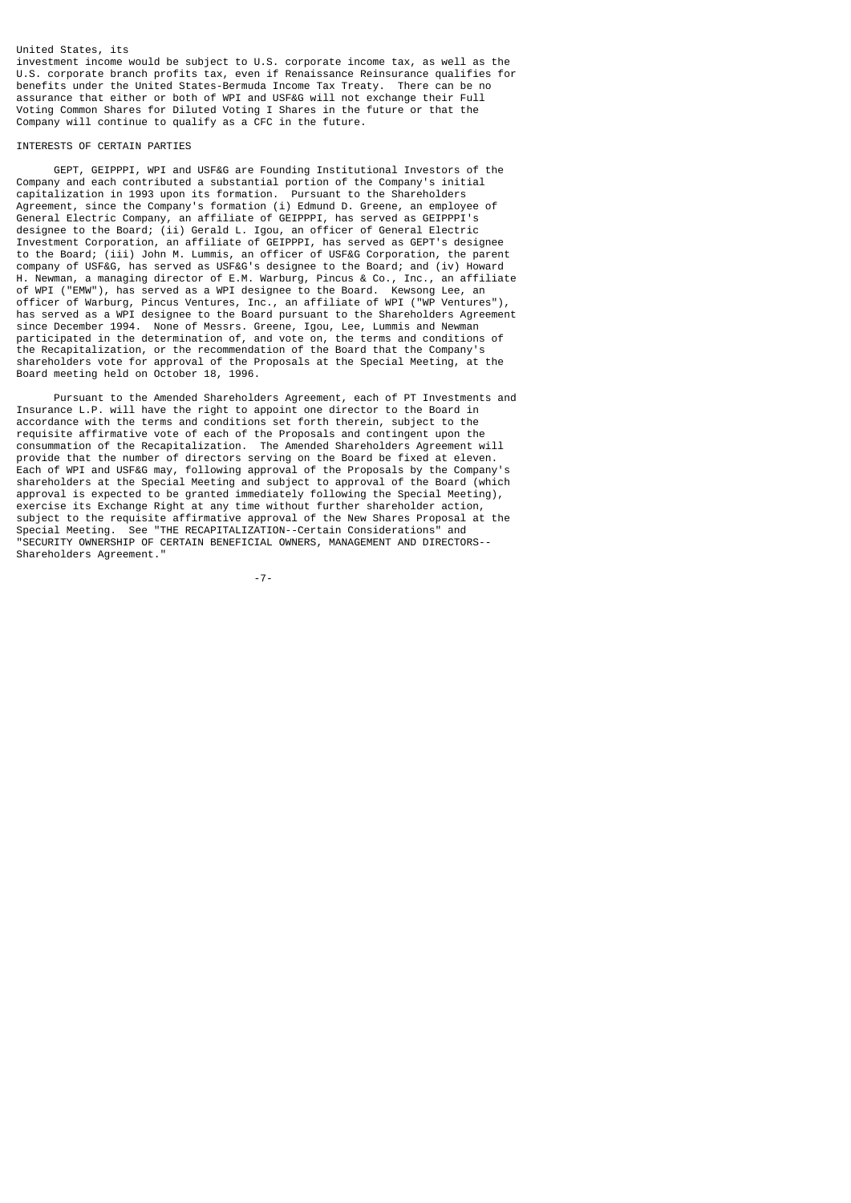United States, its investment income would be subject to U.S. corporate income tax, as well as the U.S. corporate branch profits tax, even if Renaissance Reinsurance qualifies for benefits under the United States-Bermuda Income Tax Treaty. There can be no assurance that either or both of WPI and USF&G will not exchange their Full Voting Common Shares for Diluted Voting I Shares in the future or that the Company will continue to qualify as a CFC in the future.

## INTERESTS OF CERTAIN PARTIES

GEPT, GEIPPPI, WPI and USF&G are Founding Institutional Investors of the Company and each contributed a substantial portion of the Company's initial capitalization in 1993 upon its formation. Pursuant to the Shareholders Agreement, since the Company's formation (i) Edmund D. Greene, an employee of General Electric Company, an affiliate of GEIPPPI, has served as GEIPPPI's designee to the Board; (ii) Gerald L. Igou, an officer of General Electric Investment Corporation, an affiliate of GEIPPPI, has served as GEPT's designee to the Board; (iii) John M. Lummis, an officer of USF&G Corporation, the parent company of USF&G, has served as USF&G's designee to the Board; and (iv) Howard H. Newman, a managing director of E.M. Warburg, Pincus & Co., Inc., an affiliate of WPI ("EMW"), has served as a WPI designee to the Board. Kewsong Lee, an officer of Warburg, Pincus Ventures, Inc., an affiliate of WPI ("WP Ventures"), has served as a WPI designee to the Board pursuant to the Shareholders Agreement since December 1994. None of Messrs. Greene, Igou, Lee, Lummis and Newman participated in the determination of, and vote on, the terms and conditions of the Recapitalization, or the recommendation of the Board that the Company's shareholders vote for approval of the Proposals at the Special Meeting, at the Board meeting held on October 18, 1996.

Pursuant to the Amended Shareholders Agreement, each of PT Investments and Insurance L.P. will have the right to appoint one director to the Board in accordance with the terms and conditions set forth therein, subject to the requisite affirmative vote of each of the Proposals and contingent upon the consummation of the Recapitalization. The Amended Shareholders Agreement will provide that the number of directors serving on the Board be fixed at eleven. Each of WPI and USF&G may, following approval of the Proposals by the Company's shareholders at the Special Meeting and subject to approval of the Board (which approval is expected to be granted immediately following the Special Meeting), exercise its Exchange Right at any time without further shareholder action, subject to the requisite affirmative approval of the New Shares Proposal at the Special Meeting. See "THE RECAPITALIZATION--Certain Considerations" and "SECURITY OWNERSHIP OF CERTAIN BENEFICIAL OWNERS, MANAGEMENT AND DIRECTORS--Shareholders Agreement."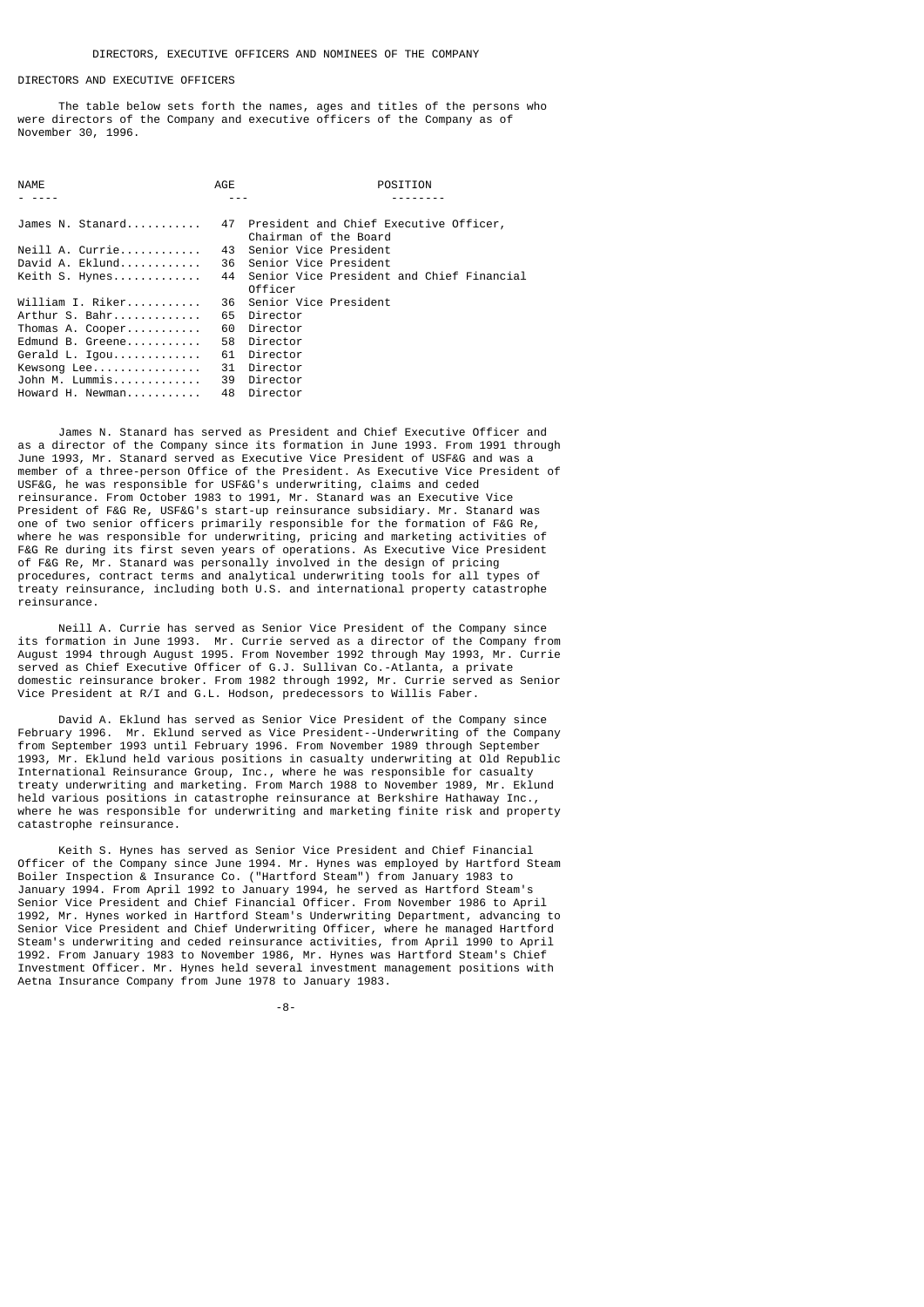## DIRECTORS, EXECUTIVE OFFICERS AND NOMINEES OF THE COMPANY

### DIRECTORS AND EXECUTIVE OFFICERS

The table below sets forth the names, ages and titles of the persons who were directors of the Company and executive officers of the Company as of November 30, 1996.

| NAME | AGE | POSITION |
|---|---|---|
| James N. Stanard | 47 | President and Chief Executive Officer, Chairman of the Board |
| Neill A. Currie | 43 | Senior Vice President |
| David A. Eklund | 36 | Senior Vice President |
| Keith S. Hynes | 44 | Senior Vice President and Chief Financial Officer |
| William I. Riker | 36 | Senior Vice President |
| Arthur S. Bahr | 65 | Director |
| Thomas A. Cooper | 60 | Director |
| Edmund B. Greene | 58 | Director |
| Gerald L. Igou | 61 | Director |
| Kewsong Lee | 31 | Director |
| John M. Lummis | 39 | Director |
| Howard H. Newman | 48 | Director |

James N. Stanard has served as President and Chief Executive Officer and as a director of the Company since its formation in June 1993. From 1991 through June 1993, Mr. Stanard served as Executive Vice President of USF&G and was a member of a three-person Office of the President. As Executive Vice President of USF&G, he was responsible for USF&G's underwriting, claims and ceded reinsurance. From October 1983 to 1991, Mr. Stanard was an Executive Vice President of F&G Re, USF&G's start-up reinsurance subsidiary. Mr. Stanard was one of two senior officers primarily responsible for the formation of F&G Re, where he was responsible for underwriting, pricing and marketing activities of F&G Re during its first seven years of operations. As Executive Vice President of F&G Re, Mr. Stanard was personally involved in the design of pricing procedures, contract terms and analytical underwriting tools for all types of treaty reinsurance, including both U.S. and international property catastrophe reinsurance.

Neill A. Currie has served as Senior Vice President of the Company since its formation in June 1993. Mr. Currie served as a director of the Company from August 1994 through August 1995. From November 1992 through May 1993, Mr. Currie served as Chief Executive Officer of G.J. Sullivan Co.-Atlanta, a private domestic reinsurance broker. From 1982 through 1992, Mr. Currie served as Senior Vice President at R/I and G.L. Hodson, predecessors to Willis Faber.

David A. Eklund has served as Senior Vice President of the Company since February 1996. Mr. Eklund served as Vice President--Underwriting of the Company from September 1993 until February 1996. From November 1989 through September 1993, Mr. Eklund held various positions in casualty underwriting at Old Republic International Reinsurance Group, Inc., where he was responsible for casualty treaty underwriting and marketing. From March 1988 to November 1989, Mr. Eklund held various positions in catastrophe reinsurance at Berkshire Hathaway Inc., where he was responsible for underwriting and marketing finite risk and property catastrophe reinsurance.

Keith S. Hynes has served as Senior Vice President and Chief Financial Officer of the Company since June 1994. Mr. Hynes was employed by Hartford Steam Boiler Inspection & Insurance Co. ("Hartford Steam") from January 1983 to January 1994. From April 1992 to January 1994, he served as Hartford Steam's Senior Vice President and Chief Financial Officer. From November 1986 to April 1992, Mr. Hynes worked in Hartford Steam's Underwriting Department, advancing to Senior Vice President and Chief Underwriting Officer, where he managed Hartford Steam's underwriting and ceded reinsurance activities, from April 1990 to April 1992. From January 1983 to November 1986, Mr. Hynes was Hartford Steam's Chief Investment Officer. Mr. Hynes held several investment management positions with Aetna Insurance Company from June 1978 to January 1983.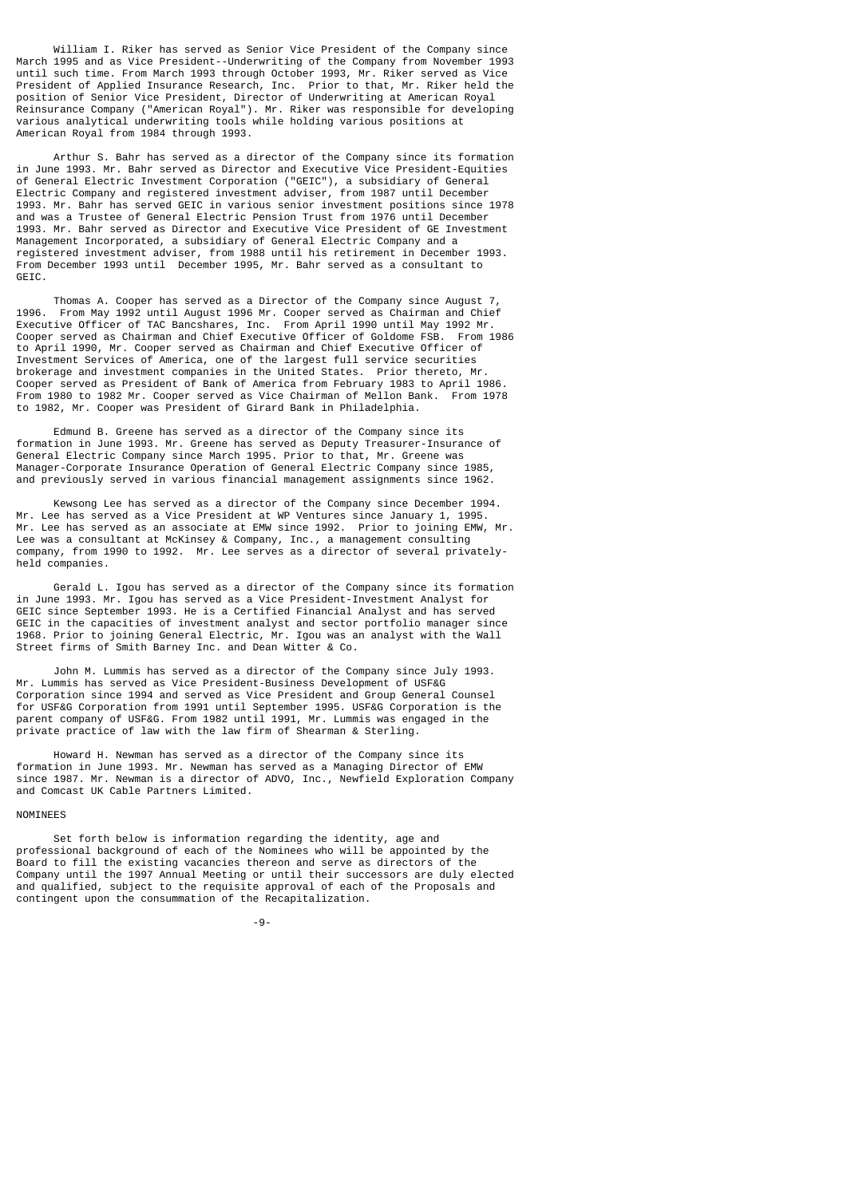William I. Riker has served as Senior Vice President of the Company since March 1995 and as Vice President--Underwriting of the Company from November 1993 until such time. From March 1993 through October 1993, Mr. Riker served as Vice President of Applied Insurance Research, Inc. Prior to that, Mr. Riker held the position of Senior Vice President, Director of Underwriting at American Royal Reinsurance Company ("American Royal"). Mr. Riker was responsible for developing various analytical underwriting tools while holding various positions at American Royal from 1984 through 1993.

Arthur S. Bahr has served as a director of the Company since its formation in June 1993. Mr. Bahr served as Director and Executive Vice President-Equities of General Electric Investment Corporation ("GEIC"), a subsidiary of General Electric Company and registered investment adviser, from 1987 until December 1993. Mr. Bahr has served GEIC in various senior investment positions since 1978 and was a Trustee of General Electric Pension Trust from 1976 until December 1993. Mr. Bahr served as Director and Executive Vice President of GE Investment Management Incorporated, a subsidiary of General Electric Company and a registered investment adviser, from 1988 until his retirement in December 1993. From December 1993 until December 1995, Mr. Bahr served as a consultant to GEIC.

Thomas A. Cooper has served as a Director of the Company since August 7, 1996. From May 1992 until August 1996 Mr. Cooper served as Chairman and Chief Executive Officer of TAC Bancshares, Inc. From April 1990 until May 1992 Mr. Cooper served as Chairman and Chief Executive Officer of Goldome FSB. From 1986 to April 1990, Mr. Cooper served as Chairman and Chief Executive Officer of Investment Services of America, one of the largest full service securities brokerage and investment companies in the United States. Prior thereto, Mr. Cooper served as President of Bank of America from February 1983 to April 1986. From 1980 to 1982 Mr. Cooper served as Vice Chairman of Mellon Bank. From 1978 to 1982, Mr. Cooper was President of Girard Bank in Philadelphia.

Edmund B. Greene has served as a director of the Company since its formation in June 1993. Mr. Greene has served as Deputy Treasurer-Insurance of General Electric Company since March 1995. Prior to that, Mr. Greene was Manager-Corporate Insurance Operation of General Electric Company since 1985, and previously served in various financial management assignments since 1962.

Kewsong Lee has served as a director of the Company since December 1994. Mr. Lee has served as a Vice President at WP Ventures since January 1, 1995. Mr. Lee has served as an associate at EMW since 1992. Prior to joining EMW, Mr. Lee was a consultant at McKinsey & Company, Inc., a management consulting company, from 1990 to 1992. Mr. Lee serves as a director of several privately-held companies.

Gerald L. Igou has served as a director of the Company since its formation in June 1993. Mr. Igou has served as a Vice President-Investment Analyst for GEIC since September 1993. He is a Certified Financial Analyst and has served GEIC in the capacities of investment analyst and sector portfolio manager since 1968. Prior to joining General Electric, Mr. Igou was an analyst with the Wall Street firms of Smith Barney Inc. and Dean Witter & Co.

John M. Lummis has served as a director of the Company since July 1993. Mr. Lummis has served as Vice President-Business Development of USF&G Corporation since 1994 and served as Vice President and Group General Counsel for USF&G Corporation from 1991 until September 1995. USF&G Corporation is the parent company of USF&G. From 1982 until 1991, Mr. Lummis was engaged in the private practice of law with the law firm of Shearman & Sterling.

Howard H. Newman has served as a director of the Company since its formation in June 1993. Mr. Newman has served as a Managing Director of EMW since 1987. Mr. Newman is a director of ADVO, Inc., Newfield Exploration Company and Comcast UK Cable Partners Limited.

## NOMINEES

Set forth below is information regarding the identity, age and professional background of each of the Nominees who will be appointed by the Board to fill the existing vacancies thereon and serve as directors of the Company until the 1997 Annual Meeting or until their successors are duly elected and qualified, subject to the requisite approval of each of the Proposals and contingent upon the consummation of the Recapitalization.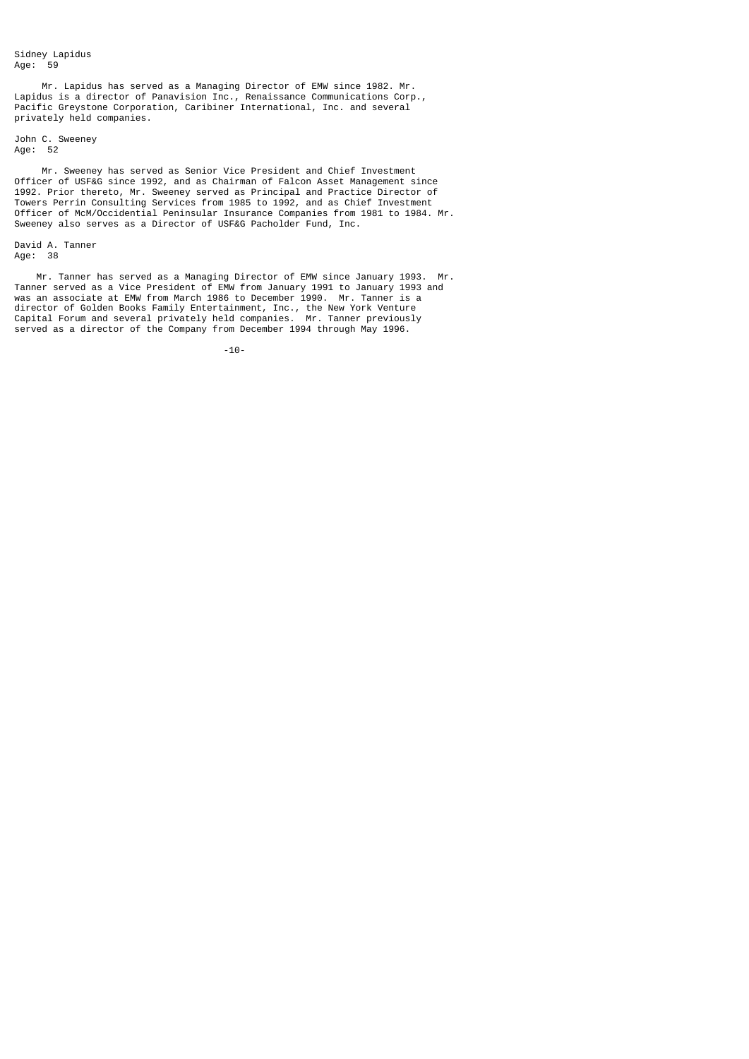Sidney Lapidus
Age: 59

Mr. Lapidus has served as a Managing Director of EMW since 1982. Mr. Lapidus is a director of Panavision Inc., Renaissance Communications Corp., Pacific Greystone Corporation, Caribiner International, Inc. and several privately held companies.

John C. Sweeney
Age: 52

Mr. Sweeney has served as Senior Vice President and Chief Investment Officer of USF&G since 1992, and as Chairman of Falcon Asset Management since 1992. Prior thereto, Mr. Sweeney served as Principal and Practice Director of Towers Perrin Consulting Services from 1985 to 1992, and as Chief Investment Officer of McM/Occidential Peninsular Insurance Companies from 1981 to 1984. Mr. Sweeney also serves as a Director of USF&G Pacholder Fund, Inc.

David A. Tanner
Age: 38

Mr. Tanner has served as a Managing Director of EMW since January 1993. Mr. Tanner served as a Vice President of EMW from January 1991 to January 1993 and was an associate at EMW from March 1986 to December 1990. Mr. Tanner is a director of Golden Books Family Entertainment, Inc., the New York Venture Capital Forum and several privately held companies. Mr. Tanner previously served as a director of the Company from December 1994 through May 1996.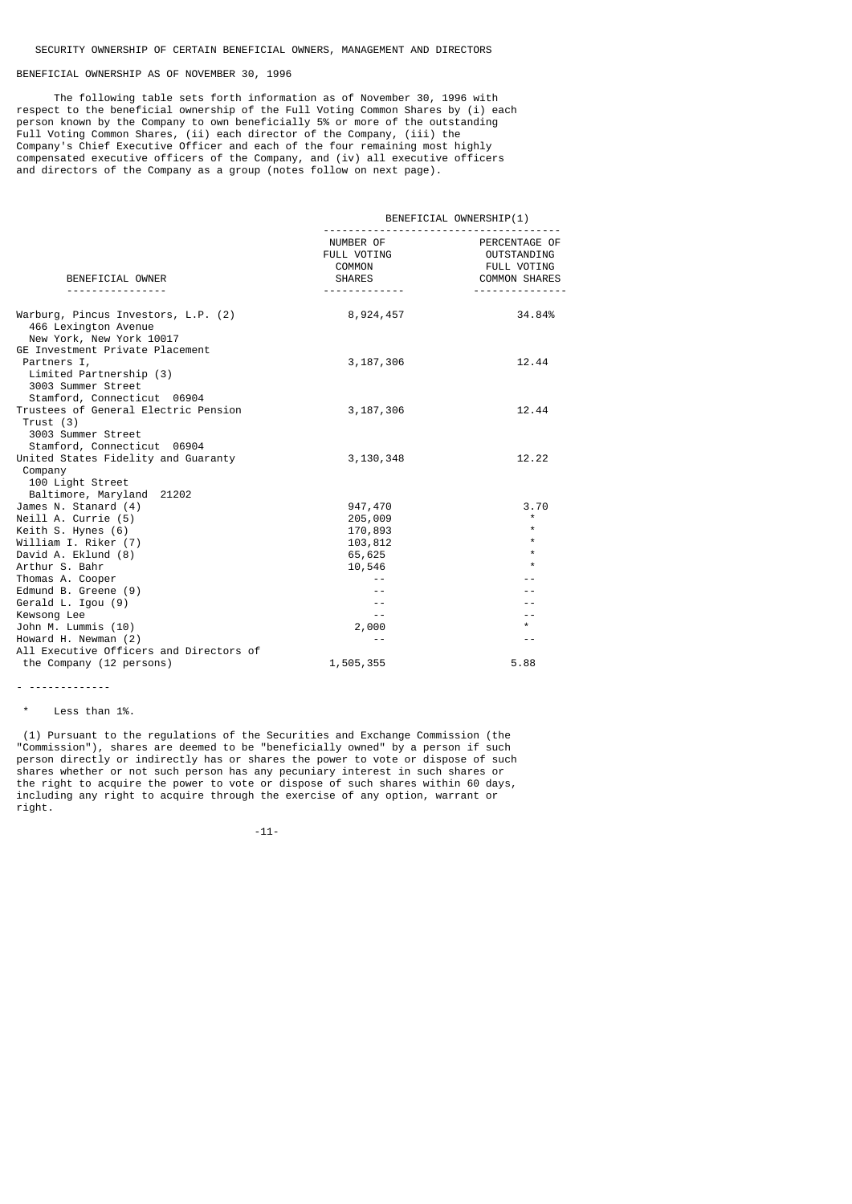## SECURITY OWNERSHIP OF CERTAIN BENEFICIAL OWNERS, MANAGEMENT AND DIRECTORS

### BENEFICIAL OWNERSHIP AS OF NOVEMBER 30, 1996

The following table sets forth information as of November 30, 1996 with respect to the beneficial ownership of the Full Voting Common Shares by (i) each person known by the Company to own beneficially 5% or more of the outstanding Full Voting Common Shares, (ii) each director of the Company, (iii) the Company's Chief Executive Officer and each of the four remaining most highly compensated executive officers of the Company, and (iv) all executive officers and directors of the Company as a group (notes follow on next page).

| | BENEFICIAL OWNERSHIP(1) | |
|---|---|---|
| BENEFICIAL OWNER | NUMBER OF FULL VOTING COMMON SHARES | PERCENTAGE OF OUTSTANDING FULL VOTING COMMON SHARES |
| Warburg, Pincus Investors, L.P. (2)<br>466 Lexington Avenue<br>New York, New York 10017 | 8,924,457 | 34.84% |
| GE Investment Private Placement Partners I, Limited Partnership (3)<br>3003 Summer Street<br>Stamford, Connecticut 06904 | 3,187,306 | 12.44 |
| Trustees of General Electric Pension Trust (3)<br>3003 Summer Street<br>Stamford, Connecticut 06904 | 3,187,306 | 12.44 |
| United States Fidelity and Guaranty Company<br>100 Light Street<br>Baltimore, Maryland 21202 | 3,130,348 | 12.22 |
| James N. Stanard (4) | 947,470 | 3.70 |
| Neill A. Currie (5) | 205,009 | * |
| Keith S. Hynes (6) | 170,893 | * |
| William I. Riker (7) | 103,812 | * |
| David A. Eklund (8) | 65,625 | * |
| Arthur S. Bahr | 10,546 | * |
| Thomas A. Cooper | -- | -- |
| Edmund B. Greene (9) | -- | -- |
| Gerald L. Igou (9) | -- | -- |
| Kewsong Lee | -- | -- |
| John M. Lummis (10) | 2,000 | * |
| Howard H. Newman (2) | -- | -- |
| All Executive Officers and Directors of the Company (12 persons) | 1,505,355 | 5.88 |

- -------------

\* Less than 1%.

(1) Pursuant to the regulations of the Securities and Exchange Commission (the "Commission"), shares are deemed to be "beneficially owned" by a person if such person directly or indirectly has or shares the power to vote or dispose of such shares whether or not such person has any pecuniary interest in such shares or the right to acquire the power to vote or dispose of such shares within 60 days, including any right to acquire through the exercise of any option, warrant or right.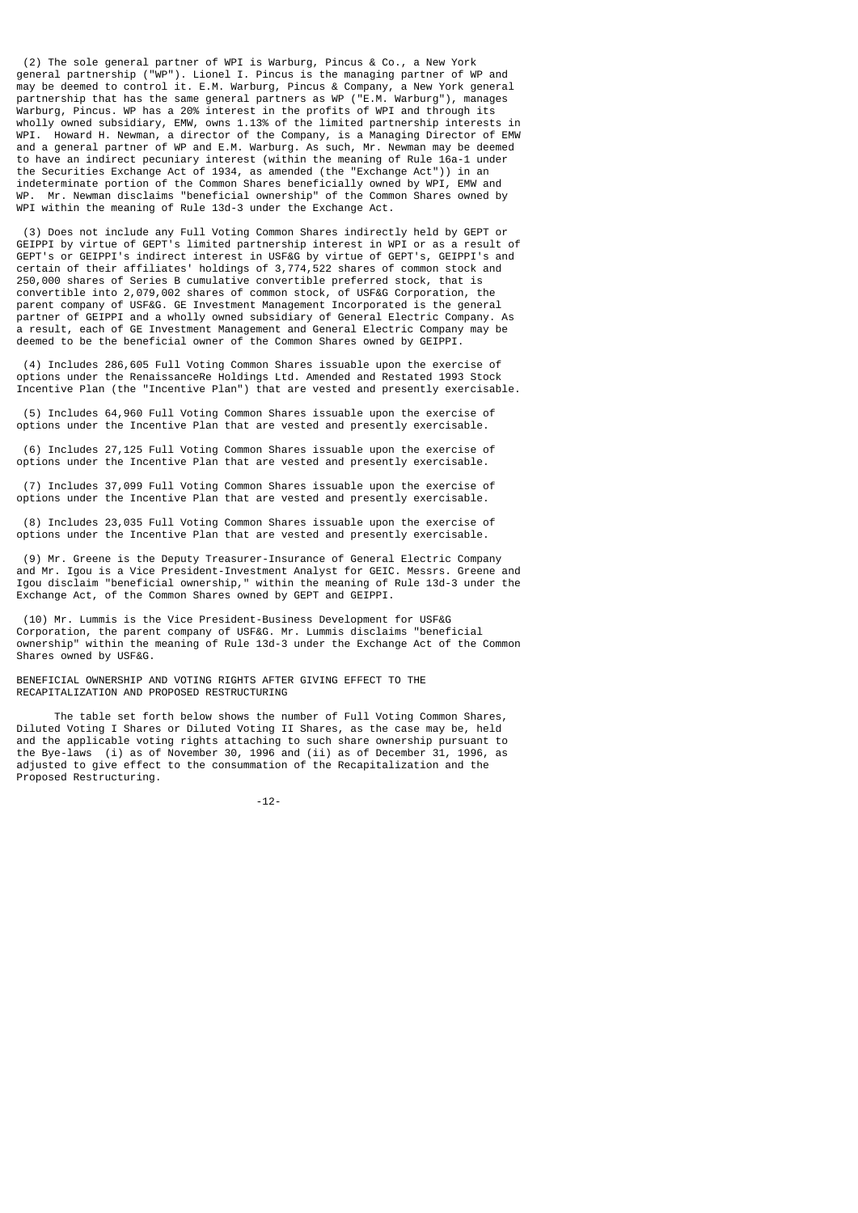(2) The sole general partner of WPI is Warburg, Pincus & Co., a New York general partnership ("WP"). Lionel I. Pincus is the managing partner of WP and may be deemed to control it. E.M. Warburg, Pincus & Company, a New York general partnership that has the same general partners as WP ("E.M. Warburg"), manages Warburg, Pincus. WP has a 20% interest in the profits of WPI and through its wholly owned subsidiary, EMW, owns 1.13% of the limited partnership interests in WPI. Howard H. Newman, a director of the Company, is a Managing Director of EMW and a general partner of WP and E.M. Warburg. As such, Mr. Newman may be deemed to have an indirect pecuniary interest (within the meaning of Rule 16a-1 under the Securities Exchange Act of 1934, as amended (the "Exchange Act")) in an indeterminate portion of the Common Shares beneficially owned by WPI, EMW and WP. Mr. Newman disclaims "beneficial ownership" of the Common Shares owned by WPI within the meaning of Rule 13d-3 under the Exchange Act.

(3) Does not include any Full Voting Common Shares indirectly held by GEPT or GEIPPI by virtue of GEPT's limited partnership interest in WPI or as a result of GEPT's or GEIPPI's indirect interest in USF&G by virtue of GEPT's, GEIPPI's and certain of their affiliates' holdings of 3,774,522 shares of common stock and 250,000 shares of Series B cumulative convertible preferred stock, that is convertible into 2,079,002 shares of common stock, of USF&G Corporation, the parent company of USF&G. GE Investment Management Incorporated is the general partner of GEIPPI and a wholly owned subsidiary of General Electric Company. As a result, each of GE Investment Management and General Electric Company may be deemed to be the beneficial owner of the Common Shares owned by GEIPPI.

(4) Includes 286,605 Full Voting Common Shares issuable upon the exercise of options under the RenaissanceRe Holdings Ltd. Amended and Restated 1993 Stock Incentive Plan (the "Incentive Plan") that are vested and presently exercisable.

(5) Includes 64,960 Full Voting Common Shares issuable upon the exercise of options under the Incentive Plan that are vested and presently exercisable.

(6) Includes 27,125 Full Voting Common Shares issuable upon the exercise of options under the Incentive Plan that are vested and presently exercisable.

(7) Includes 37,099 Full Voting Common Shares issuable upon the exercise of options under the Incentive Plan that are vested and presently exercisable.

(8) Includes 23,035 Full Voting Common Shares issuable upon the exercise of options under the Incentive Plan that are vested and presently exercisable.

(9) Mr. Greene is the Deputy Treasurer-Insurance of General Electric Company and Mr. Igou is a Vice President-Investment Analyst for GEIC. Messrs. Greene and Igou disclaim "beneficial ownership," within the meaning of Rule 13d-3 under the Exchange Act, of the Common Shares owned by GEPT and GEIPPI.

(10) Mr. Lummis is the Vice President-Business Development for USF&G Corporation, the parent company of USF&G. Mr. Lummis disclaims "beneficial ownership" within the meaning of Rule 13d-3 under the Exchange Act of the Common Shares owned by USF&G.

BENEFICIAL OWNERSHIP AND VOTING RIGHTS AFTER GIVING EFFECT TO THE RECAPITALIZATION AND PROPOSED RESTRUCTURING

The table set forth below shows the number of Full Voting Common Shares, Diluted Voting I Shares or Diluted Voting II Shares, as the case may be, held and the applicable voting rights attaching to such share ownership pursuant to the Bye-laws (i) as of November 30, 1996 and (ii) as of December 31, 1996, as adjusted to give effect to the consummation of the Recapitalization and the Proposed Restructuring.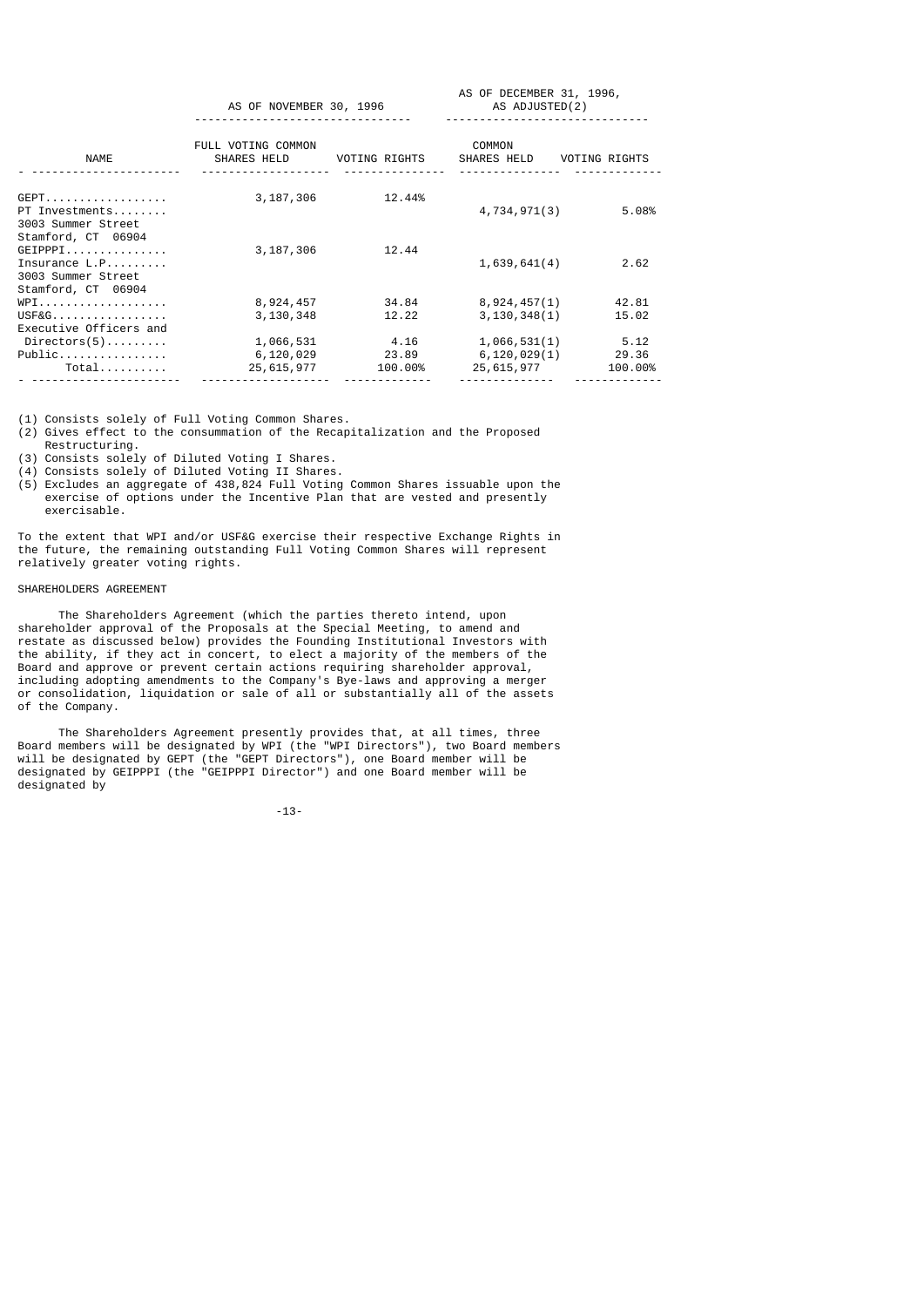| NAME | AS OF NOVEMBER 30, 1996 | | AS OF DECEMBER 31, 1996, AS ADJUSTED(2) | |
|---|---|---|---|---|
| | FULL VOTING COMMON SHARES HELD | VOTING RIGHTS | COMMON SHARES HELD | VOTING RIGHTS |
| GEPT | 3,187,306 | 12.44% | | |
| PT Investments | | | 4,734,971(3) | 5.08% |
| 3003 Summer Street Stamford, CT 06904 | | | | |
| GEIPPPI | 3,187,306 | 12.44 | | |
| Insurance L.P. | | | 1,639,641(4) | 2.62 |
| 3003 Summer Street Stamford, CT 06904 | | | | |
| WPI | 8,924,457 | 34.84 | 8,924,457(1) | 42.81 |
| USF&G | 3,130,348 | 12.22 | 3,130,348(1) | 15.02 |
| Executive Officers and Directors(5) | 1,066,531 | 4.16 | 1,066,531(1) | 5.12 |
| Public | 6,120,029 | 23.89 | 6,120,029(1) | 29.36 |
| Total | 25,615,977 | 100.00% | 25,615,977 | 100.00% |

(1) Consists solely of Full Voting Common Shares.

(2) Gives effect to the consummation of the Recapitalization and the Proposed Restructuring.

(3) Consists solely of Diluted Voting I Shares.

(4) Consists solely of Diluted Voting II Shares.

(5) Excludes an aggregate of 438,824 Full Voting Common Shares issuable upon the exercise of options under the Incentive Plan that are vested and presently exercisable.

To the extent that WPI and/or USF&G exercise their respective Exchange Rights in the future, the remaining outstanding Full Voting Common Shares will represent relatively greater voting rights.

SHAREHOLDERS AGREEMENT

The Shareholders Agreement (which the parties thereto intend, upon shareholder approval of the Proposals at the Special Meeting, to amend and restate as discussed below) provides the Founding Institutional Investors with the ability, if they act in concert, to elect a majority of the members of the Board and approve or prevent certain actions requiring shareholder approval, including adopting amendments to the Company's Bye-laws and approving a merger or consolidation, liquidation or sale of all or substantially all of the assets of the Company.

The Shareholders Agreement presently provides that, at all times, three Board members will be designated by WPI (the "WPI Directors"), two Board members will be designated by GEPT (the "GEPT Directors"), one Board member will be designated by GEIPPPI (the "GEIPPPI Director") and one Board member will be designated by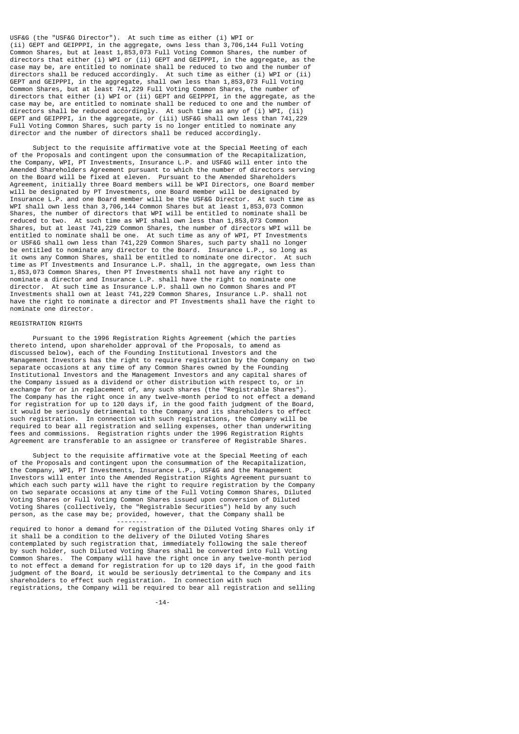USF&G (the "USF&G Director"). At such time as either (i) WPI or (ii) GEPT and GEIPPPI, in the aggregate, owns less than 3,706,144 Full Voting Common Shares, but at least 1,853,073 Full Voting Common Shares, the number of directors that either (i) WPI or (ii) GEPT and GEIPPPI, in the aggregate, as the case may be, are entitled to nominate shall be reduced to two and the number of directors shall be reduced accordingly. At such time as either (i) WPI or (ii) GEPT and GEIPPPI, in the aggregate, shall own less than 1,853,073 Full Voting Common Shares, but at least 741,229 Full Voting Common Shares, the number of directors that either (i) WPI or (ii) GEPT and GEIPPPI, in the aggregate, as the case may be, are entitled to nominate shall be reduced to one and the number of directors shall be reduced accordingly. At such time as any of (i) WPI, (ii) GEPT and GEIPPPI, in the aggregate, or (iii) USF&G shall own less than 741,229 Full Voting Common Shares, such party is no longer entitled to nominate any director and the number of directors shall be reduced accordingly.

Subject to the requisite affirmative vote at the Special Meeting of each of the Proposals and contingent upon the consummation of the Recapitalization, the Company, WPI, PT Investments, Insurance L.P. and USF&G will enter into the Amended Shareholders Agreement pursuant to which the number of directors serving on the Board will be fixed at eleven. Pursuant to the Amended Shareholders Agreement, initially three Board members will be WPI Directors, one Board member will be designated by PT Investments, one Board member will be designated by Insurance L.P. and one Board member will be the USF&G Director. At such time as WPI shall own less than 3,706,144 Common Shares but at least 1,853,073 Common Shares, the number of directors that WPI will be entitled to nominate shall be reduced to two. At such time as WPI shall own less than 1,853,073 Common Shares, but at least 741,229 Common Shares, the number of directors WPI will be entitled to nominate shall be one. At such time as any of WPI, PT Investments or USF&G shall own less than 741,229 Common Shares, such party shall no longer be entitled to nominate any director to the Board. Insurance L.P., so long as it owns any Common Shares, shall be entitled to nominate one director. At such time as PT Investments and Insurance L.P. shall, in the aggregate, own less than 1,853,073 Common Shares, then PT Investments shall not have any right to nominate a director and Insurance L.P. shall have the right to nominate one director. At such time as Insurance L.P. shall own no Common Shares and PT Investments shall own at least 741,229 Common Shares, Insurance L.P. shall not have the right to nominate a director and PT Investments shall have the right to nominate one director.

REGISTRATION RIGHTS

Pursuant to the 1996 Registration Rights Agreement (which the parties thereto intend, upon shareholder approval of the Proposals, to amend as discussed below), each of the Founding Institutional Investors and the Management Investors has the right to require registration by the Company on two separate occasions at any time of any Common Shares owned by the Founding Institutional Investors and the Management Investors and any capital shares of the Company issued as a dividend or other distribution with respect to, or in exchange for or in replacement of, any such shares (the "Registrable Shares"). The Company has the right once in any twelve-month period to not effect a demand for registration for up to 120 days if, in the good faith judgment of the Board, it would be seriously detrimental to the Company and its shareholders to effect such registration. In connection with such registrations, the Company will be required to bear all registration and selling expenses, other than underwriting fees and commissions. Registration rights under the 1996 Registration Rights Agreement are transferable to an assignee or transferee of Registrable Shares.

Subject to the requisite affirmative vote at the Special Meeting of each of the Proposals and contingent upon the consummation of the Recapitalization, the Company, WPI, PT Investments, Insurance L.P., USF&G and the Management Investors will enter into the Amended Registration Rights Agreement pursuant to which each such party will have the right to require registration by the Company on two separate occasions at any time of the Full Voting Common Shares, Diluted Voting Shares or Full Voting Common Shares issued upon conversion of Diluted Voting Shares (collectively, the "Registrable Securities") held by any such person, as the case may be; provided, however, that the Company shall be required to honor a demand for registration of the Diluted Voting Shares only if it shall be a condition to the delivery of the Diluted Voting Shares contemplated by such registration that, immediately following the sale thereof by such holder, such Diluted Voting Shares shall be converted into Full Voting Common Shares. The Company will have the right once in any twelve-month period to not effect a demand for registration for up to 120 days if, in the good faith judgment of the Board, it would be seriously detrimental to the Company and its shareholders to effect such registration. In connection with such registrations, the Company will be required to bear all registration and selling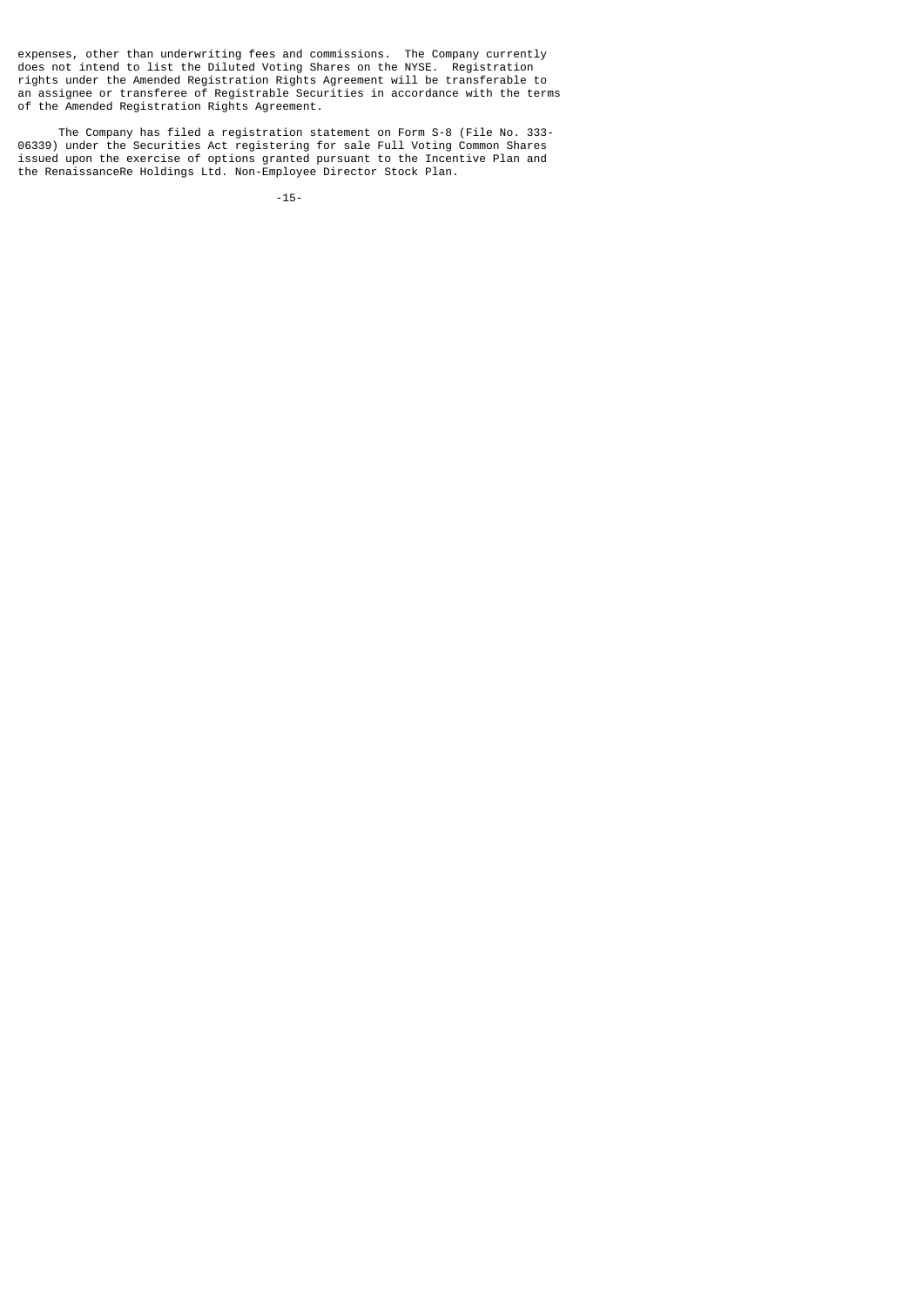expenses, other than underwriting fees and commissions. The Company currently does not intend to list the Diluted Voting Shares on the NYSE. Registration rights under the Amended Registration Rights Agreement will be transferable to an assignee or transferee of Registrable Securities in accordance with the terms of the Amended Registration Rights Agreement.

The Company has filed a registration statement on Form S-8 (File No. 333-06339) under the Securities Act registering for sale Full Voting Common Shares issued upon the exercise of options granted pursuant to the Incentive Plan and the RenaissanceRe Holdings Ltd. Non-Employee Director Stock Plan.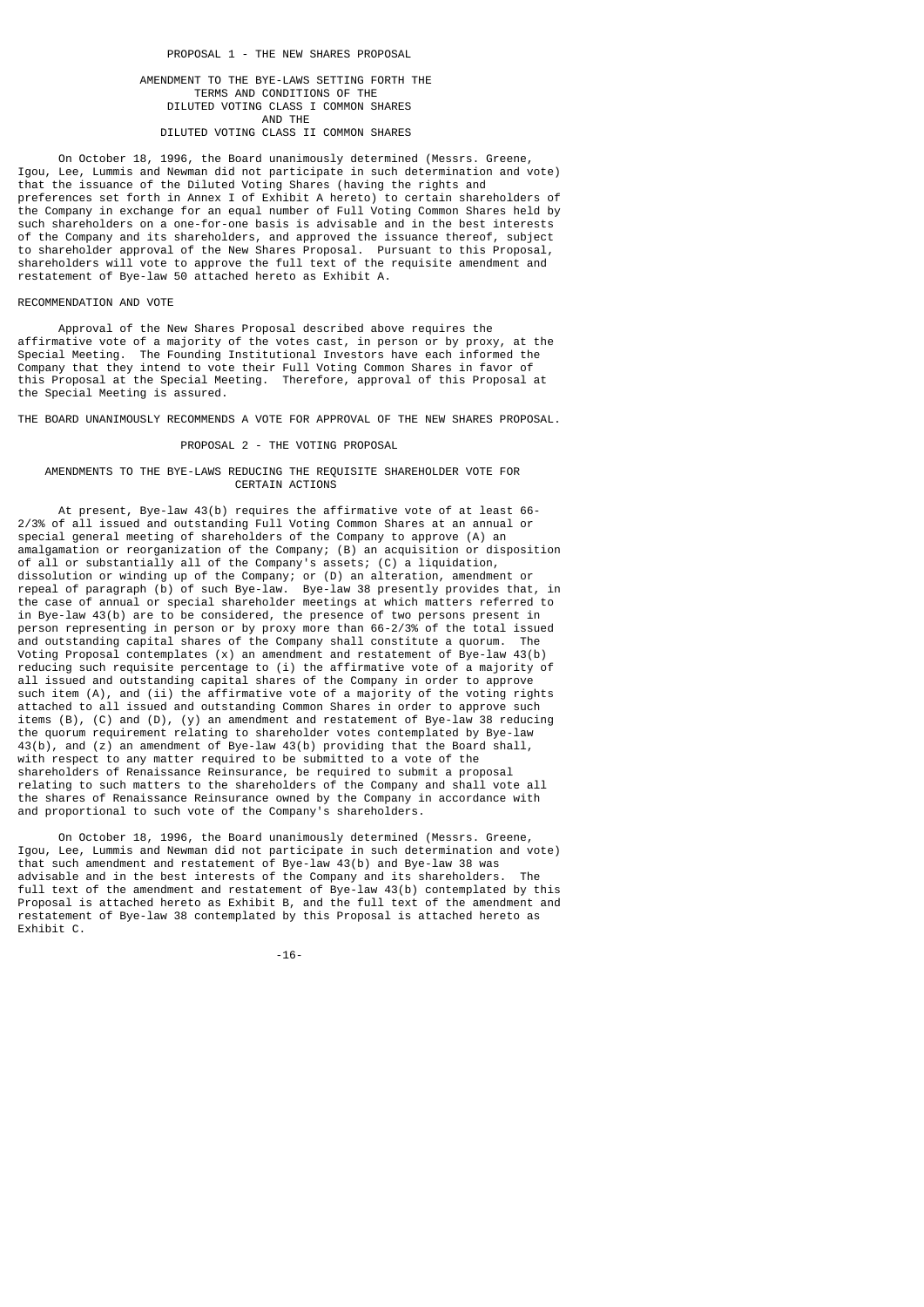## PROPOSAL 1 - THE NEW SHARES PROPOSAL

### AMENDMENT TO THE BYE-LAWS SETTING FORTH THE TERMS AND CONDITIONS OF THE DILUTED VOTING CLASS I COMMON SHARES AND THE DILUTED VOTING CLASS II COMMON SHARES

On October 18, 1996, the Board unanimously determined (Messrs. Greene, Igou, Lee, Lummis and Newman did not participate in such determination and vote) that the issuance of the Diluted Voting Shares (having the rights and preferences set forth in Annex I of Exhibit A hereto) to certain shareholders of the Company in exchange for an equal number of Full Voting Common Shares held by such shareholders on a one-for-one basis is advisable and in the best interests of the Company and its shareholders, and approved the issuance thereof, subject to shareholder approval of the New Shares Proposal. Pursuant to this Proposal, shareholders will vote to approve the full text of the requisite amendment and restatement of Bye-law 50 attached hereto as Exhibit A.

RECOMMENDATION AND VOTE

Approval of the New Shares Proposal described above requires the affirmative vote of a majority of the votes cast, in person or by proxy, at the Special Meeting. The Founding Institutional Investors have each informed the Company that they intend to vote their Full Voting Common Shares in favor of this Proposal at the Special Meeting. Therefore, approval of this Proposal at the Special Meeting is assured.

THE BOARD UNANIMOUSLY RECOMMENDS A VOTE FOR APPROVAL OF THE NEW SHARES PROPOSAL.

## PROPOSAL 2 - THE VOTING PROPOSAL

### AMENDMENTS TO THE BYE-LAWS REDUCING THE REQUISITE SHAREHOLDER VOTE FOR CERTAIN ACTIONS

At present, Bye-law 43(b) requires the affirmative vote of at least 66-2/3% of all issued and outstanding Full Voting Common Shares at an annual or special general meeting of shareholders of the Company to approve (A) an amalgamation or reorganization of the Company; (B) an acquisition or disposition of all or substantially all of the Company's assets; (C) a liquidation, dissolution or winding up of the Company; or (D) an alteration, amendment or repeal of paragraph (b) of such Bye-law. Bye-law 38 presently provides that, in the case of annual or special shareholder meetings at which matters referred to in Bye-law 43(b) are to be considered, the presence of two persons present in person representing in person or by proxy more than 66-2/3% of the total issued and outstanding capital shares of the Company shall constitute a quorum. The Voting Proposal contemplates (x) an amendment and restatement of Bye-law 43(b) reducing such requisite percentage to (i) the affirmative vote of a majority of all issued and outstanding capital shares of the Company in order to approve such item (A), and (ii) the affirmative vote of a majority of the voting rights attached to all issued and outstanding Common Shares in order to approve such items (B), (C) and (D), (y) an amendment and restatement of Bye-law 38 reducing the quorum requirement relating to shareholder votes contemplated by Bye-law 43(b), and (z) an amendment of Bye-law 43(b) providing that the Board shall, with respect to any matter required to be submitted to a vote of the shareholders of Renaissance Reinsurance, be required to submit a proposal relating to such matters to the shareholders of the Company and shall vote all the shares of Renaissance Reinsurance owned by the Company in accordance with and proportional to such vote of the Company's shareholders.

On October 18, 1996, the Board unanimously determined (Messrs. Greene, Igou, Lee, Lummis and Newman did not participate in such determination and vote) that such amendment and restatement of Bye-law 43(b) and Bye-law 38 was advisable and in the best interests of the Company and its shareholders. The full text of the amendment and restatement of Bye-law 43(b) contemplated by this Proposal is attached hereto as Exhibit B, and the full text of the amendment and restatement of Bye-law 38 contemplated by this Proposal is attached hereto as Exhibit C.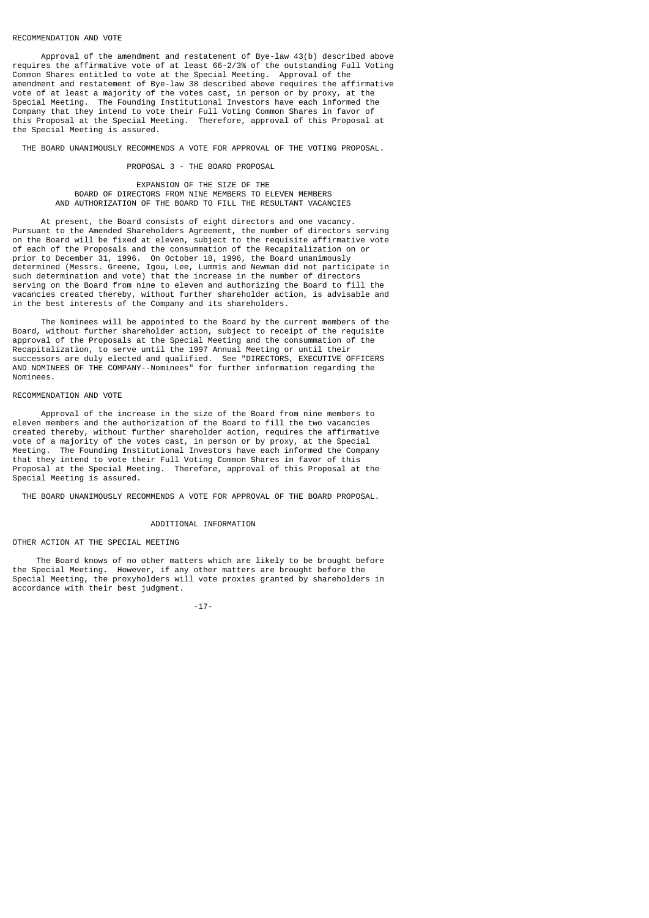RECOMMENDATION AND VOTE

Approval of the amendment and restatement of Bye-law 43(b) described above requires the affirmative vote of at least 66-2/3% of the outstanding Full Voting Common Shares entitled to vote at the Special Meeting. Approval of the amendment and restatement of Bye-law 38 described above requires the affirmative vote of at least a majority of the votes cast, in person or by proxy, at the Special Meeting. The Founding Institutional Investors have each informed the Company that they intend to vote their Full Voting Common Shares in favor of this Proposal at the Special Meeting. Therefore, approval of this Proposal at the Special Meeting is assured.

THE BOARD UNANIMOUSLY RECOMMENDS A VOTE FOR APPROVAL OF THE VOTING PROPOSAL.

## PROPOSAL 3 - THE BOARD PROPOSAL

### EXPANSION OF THE SIZE OF THE BOARD OF DIRECTORS FROM NINE MEMBERS TO ELEVEN MEMBERS AND AUTHORIZATION OF THE BOARD TO FILL THE RESULTANT VACANCIES

At present, the Board consists of eight directors and one vacancy. Pursuant to the Amended Shareholders Agreement, the number of directors serving on the Board will be fixed at eleven, subject to the requisite affirmative vote of each of the Proposals and the consummation of the Recapitalization on or prior to December 31, 1996. On October 18, 1996, the Board unanimously determined (Messrs. Greene, Igou, Lee, Lummis and Newman did not participate in such determination and vote) that the increase in the number of directors serving on the Board from nine to eleven and authorizing the Board to fill the vacancies created thereby, without further shareholder action, is advisable and in the best interests of the Company and its shareholders.

The Nominees will be appointed to the Board by the current members of the Board, without further shareholder action, subject to receipt of the requisite approval of the Proposals at the Special Meeting and the consummation of the Recapitalization, to serve until the 1997 Annual Meeting or until their successors are duly elected and qualified. See "DIRECTORS, EXECUTIVE OFFICERS AND NOMINEES OF THE COMPANY--Nominees" for further information regarding the Nominees.

RECOMMENDATION AND VOTE

Approval of the increase in the size of the Board from nine members to eleven members and the authorization of the Board to fill the two vacancies created thereby, without further shareholder action, requires the affirmative vote of a majority of the votes cast, in person or by proxy, at the Special Meeting. The Founding Institutional Investors have each informed the Company that they intend to vote their Full Voting Common Shares in favor of this Proposal at the Special Meeting. Therefore, approval of this Proposal at the Special Meeting is assured.

THE BOARD UNANIMOUSLY RECOMMENDS A VOTE FOR APPROVAL OF THE BOARD PROPOSAL.

## ADDITIONAL INFORMATION

OTHER ACTION AT THE SPECIAL MEETING

The Board knows of no other matters which are likely to be brought before the Special Meeting. However, if any other matters are brought before the Special Meeting, the proxyholders will vote proxies granted by shareholders in accordance with their best judgment.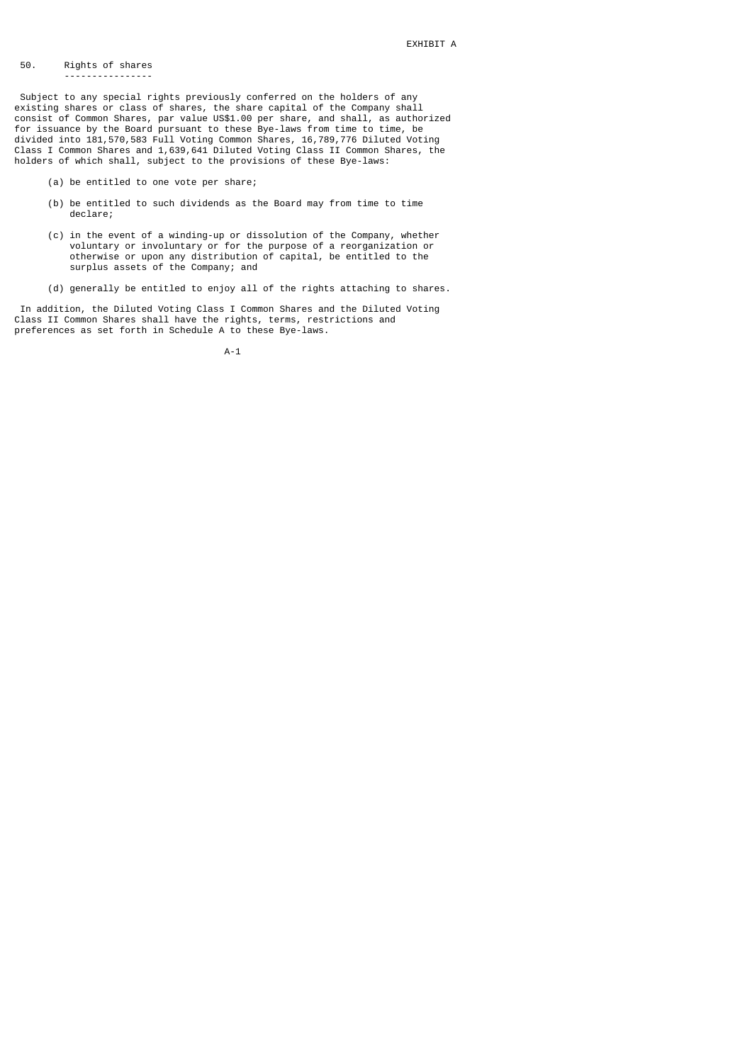EXHIBIT A

## 50. Rights of shares

Subject to any special rights previously conferred on the holders of any existing shares or class of shares, the share capital of the Company shall consist of Common Shares, par value US$1.00 per share, and shall, as authorized for issuance by the Board pursuant to these Bye-laws from time to time, be divided into 181,570,583 Full Voting Common Shares, 16,789,776 Diluted Voting Class I Common Shares and 1,639,641 Diluted Voting Class II Common Shares, the holders of which shall, subject to the provisions of these Bye-laws:

(a) be entitled to one vote per share;

(b) be entitled to such dividends as the Board may from time to time declare;

(c) in the event of a winding-up or dissolution of the Company, whether voluntary or involuntary or for the purpose of a reorganization or otherwise or upon any distribution of capital, be entitled to the surplus assets of the Company; and

(d) generally be entitled to enjoy all of the rights attaching to shares.

In addition, the Diluted Voting Class I Common Shares and the Diluted Voting Class II Common Shares shall have the rights, terms, restrictions and preferences as set forth in Schedule A to these Bye-laws.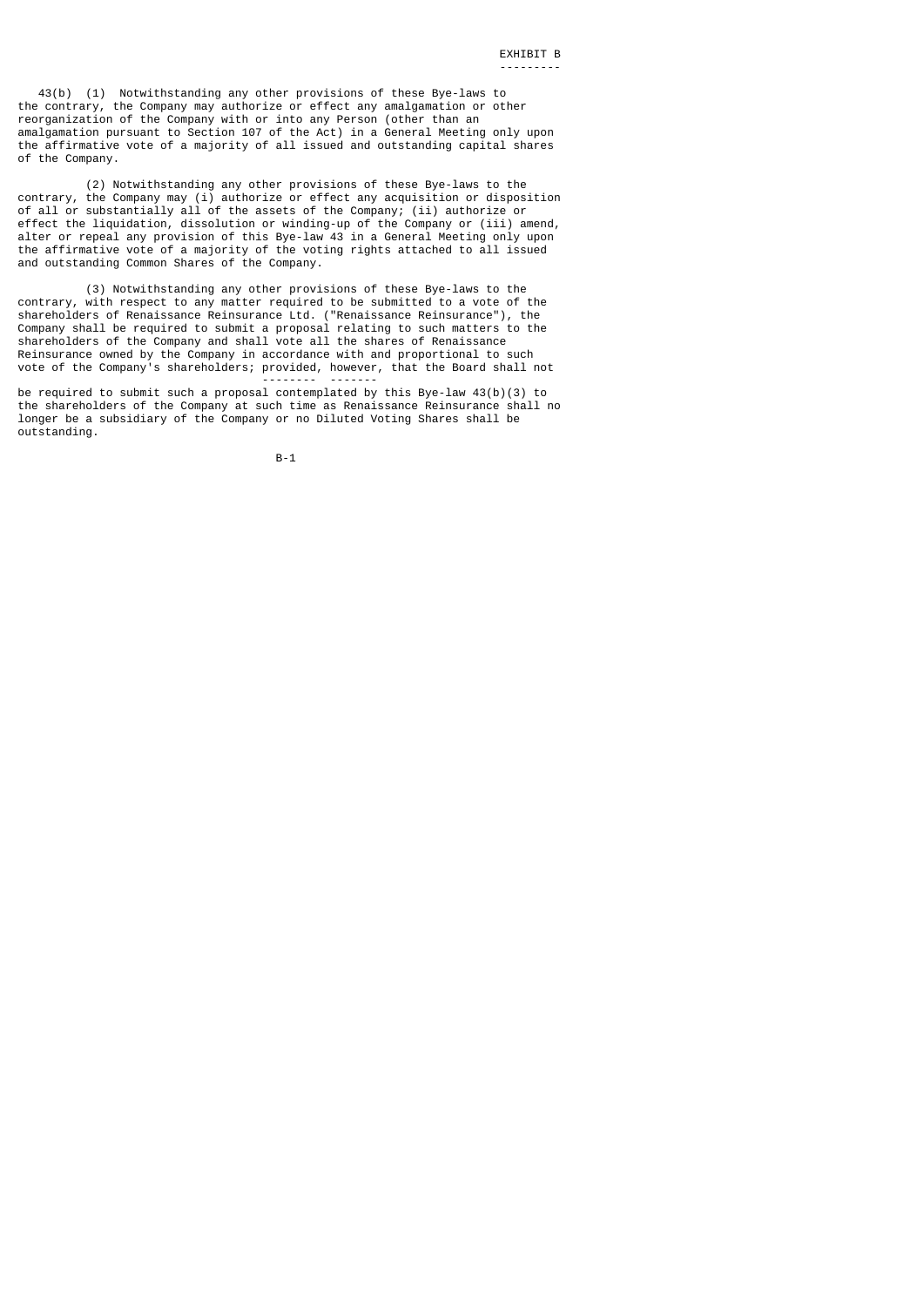EXHIBIT B

43(b) (1) Notwithstanding any other provisions of these Bye-laws to the contrary, the Company may authorize or effect any amalgamation or other reorganization of the Company with or into any Person (other than an amalgamation pursuant to Section 107 of the Act) in a General Meeting only upon the affirmative vote of a majority of all issued and outstanding capital shares of the Company.

(2) Notwithstanding any other provisions of these Bye-laws to the contrary, the Company may (i) authorize or effect any acquisition or disposition of all or substantially all of the assets of the Company; (ii) authorize or effect the liquidation, dissolution or winding-up of the Company or (iii) amend, alter or repeal any provision of this Bye-law 43 in a General Meeting only upon the affirmative vote of a majority of the voting rights attached to all issued and outstanding Common Shares of the Company.

(3) Notwithstanding any other provisions of these Bye-laws to the contrary, with respect to any matter required to be submitted to a vote of the shareholders of Renaissance Reinsurance Ltd. ("Renaissance Reinsurance"), the Company shall be required to submit a proposal relating to such matters to the shareholders of the Company and shall vote all the shares of Renaissance Reinsurance owned by the Company in accordance with and proportional to such vote of the Company's shareholders; *provided, however*, that the Board shall not be required to submit such a proposal contemplated by this Bye-law 43(b)(3) to the shareholders of the Company at such time as Renaissance Reinsurance shall no longer be a subsidiary of the Company or no Diluted Voting Shares shall be outstanding.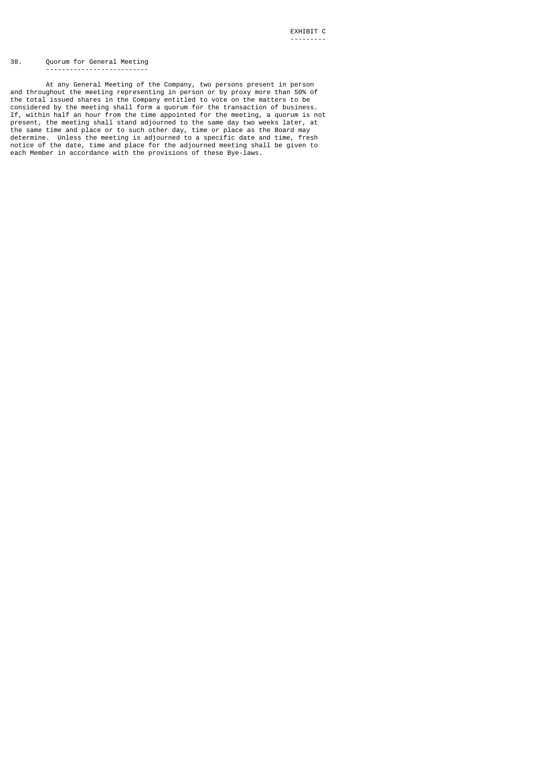EXHIBIT C

## 38. Quorum for General Meeting

At any General Meeting of the Company, two persons present in person and throughout the meeting representing in person or by proxy more than 50% of the total issued shares in the Company entitled to vote on the matters to be considered by the meeting shall form a quorum for the transaction of business. If, within half an hour from the time appointed for the meeting, a quorum is not present, the meeting shall stand adjourned to the same day two weeks later, at the same time and place or to such other day, time or place as the Board may determine. Unless the meeting is adjourned to a specific date and time, fresh notice of the date, time and place for the adjourned meeting shall be given to each Member in accordance with the provisions of these Bye-laws.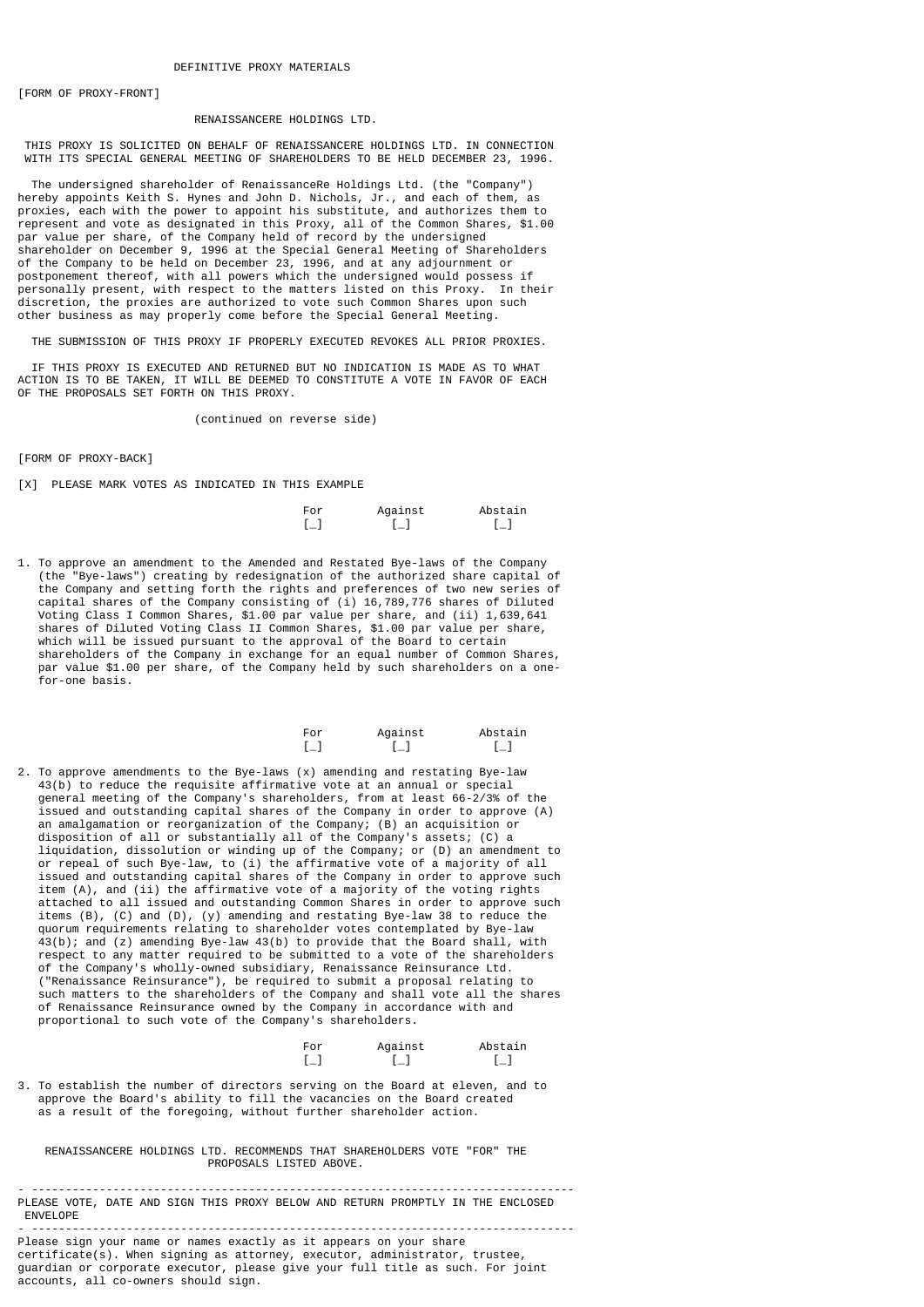DEFINITIVE PROXY MATERIALS

[FORM OF PROXY-FRONT]

RENAISSANCERE HOLDINGS LTD.

THIS PROXY IS SOLICITED ON BEHALF OF RENAISSANCERE HOLDINGS LTD. IN CONNECTION WITH ITS SPECIAL GENERAL MEETING OF SHAREHOLDERS TO BE HELD DECEMBER 23, 1996.

The undersigned shareholder of RenaissanceRe Holdings Ltd. (the "Company") hereby appoints Keith S. Hynes and John D. Nichols, Jr., and each of them, as proxies, each with the power to appoint his substitute, and authorizes them to represent and vote as designated in this Proxy, all of the Common Shares, $1.00 par value per share, of the Company held of record by the undersigned shareholder on December 9, 1996 at the Special General Meeting of Shareholders of the Company to be held on December 23, 1996, and at any adjournment or postponement thereof, with all powers which the undersigned would possess if personally present, with respect to the matters listed on this Proxy. In their discretion, the proxies are authorized to vote such Common Shares upon such other business as may properly come before the Special General Meeting.

THE SUBMISSION OF THIS PROXY IF PROPERLY EXECUTED REVOKES ALL PRIOR PROXIES.

IF THIS PROXY IS EXECUTED AND RETURNED BUT NO INDICATION IS MADE AS TO WHAT ACTION IS TO BE TAKEN, IT WILL BE DEEMED TO CONSTITUTE A VOTE IN FAVOR OF EACH OF THE PROPOSALS SET FORTH ON THIS PROXY.

(continued on reverse side)

[FORM OF PROXY-BACK]

[X] PLEASE MARK VOTES AS INDICATED IN THIS EXAMPLE

| For | Against | Abstain |
|---|---|---|
| [_] | [_] | [_] |

1. To approve an amendment to the Amended and Restated Bye-laws of the Company (the "Bye-laws") creating by redesignation of the authorized share capital of the Company and setting forth the rights and preferences of two new series of capital shares of the Company consisting of (i) 16,789,776 shares of Diluted Voting Class I Common Shares, $1.00 par value per share, and (ii) 1,639,641 shares of Diluted Voting Class II Common Shares, $1.00 par value per share, which will be issued pursuant to the approval of the Board to certain shareholders of the Company in exchange for an equal number of Common Shares, par value $1.00 per share, of the Company held by such shareholders on a one-for-one basis.

| For | Against | Abstain |
|---|---|---|
| [_] | [_] | [_] |

2. To approve amendments to the Bye-laws (x) amending and restating Bye-law 43(b) to reduce the requisite affirmative vote at an annual or special general meeting of the Company's shareholders, from at least 66-2/3% of the issued and outstanding capital shares of the Company in order to approve (A) an amalgamation or reorganization of the Company; (B) an acquisition or disposition of all or substantially all of the Company's assets; (C) a liquidation, dissolution or winding up of the Company; or (D) an amendment to or repeal of such Bye-law, to (i) the affirmative vote of a majority of all issued and outstanding capital shares of the Company in order to approve such item (A), and (ii) the affirmative vote of a majority of the voting rights attached to all issued and outstanding Common Shares in order to approve such items (B), (C) and (D), (y) amending and restating Bye-law 38 to reduce the quorum requirements relating to shareholder votes contemplated by Bye-law 43(b); and (z) amending Bye-law 43(b) to provide that the Board shall, with respect to any matter required to be submitted to a vote of the shareholders of the Company's wholly-owned subsidiary, Renaissance Reinsurance Ltd. ("Renaissance Reinsurance"), be required to submit a proposal relating to such matters to the shareholders of the Company and shall vote all the shares of Renaissance Reinsurance owned by the Company in accordance with and proportional to such vote of the Company's shareholders.

| For | Against | Abstain |
|---|---|---|
| [_] | [_] | [_] |

3. To establish the number of directors serving on the Board at eleven, and to approve the Board's ability to fill the vacancies on the Board created as a result of the foregoing, without further shareholder action.

RENAISSANCERE HOLDINGS LTD. RECOMMENDS THAT SHAREHOLDERS VOTE "FOR" THE PROPOSALS LISTED ABOVE.

---

PLEASE VOTE, DATE AND SIGN THIS PROXY BELOW AND RETURN PROMPTLY IN THE ENCLOSED ENVELOPE

---

Please sign your name or names exactly as it appears on your share certificate(s). When signing as attorney, executor, administrator, trustee, guardian or corporate executor, please give your full title as such. For joint accounts, all co-owners should sign.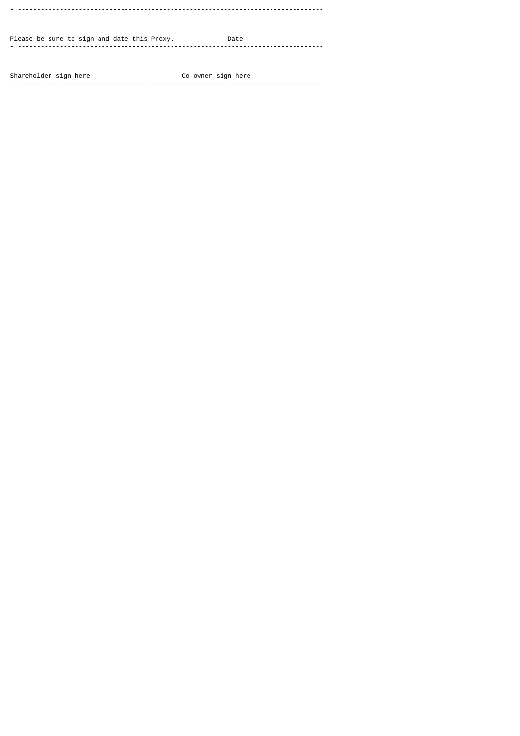- --------------------------------------------------------------------------------

Please be sure to sign and date this Proxy. Date

- --------------------------------------------------------------------------------

Shareholder sign here Co-owner sign here

- --------------------------------------------------------------------------------